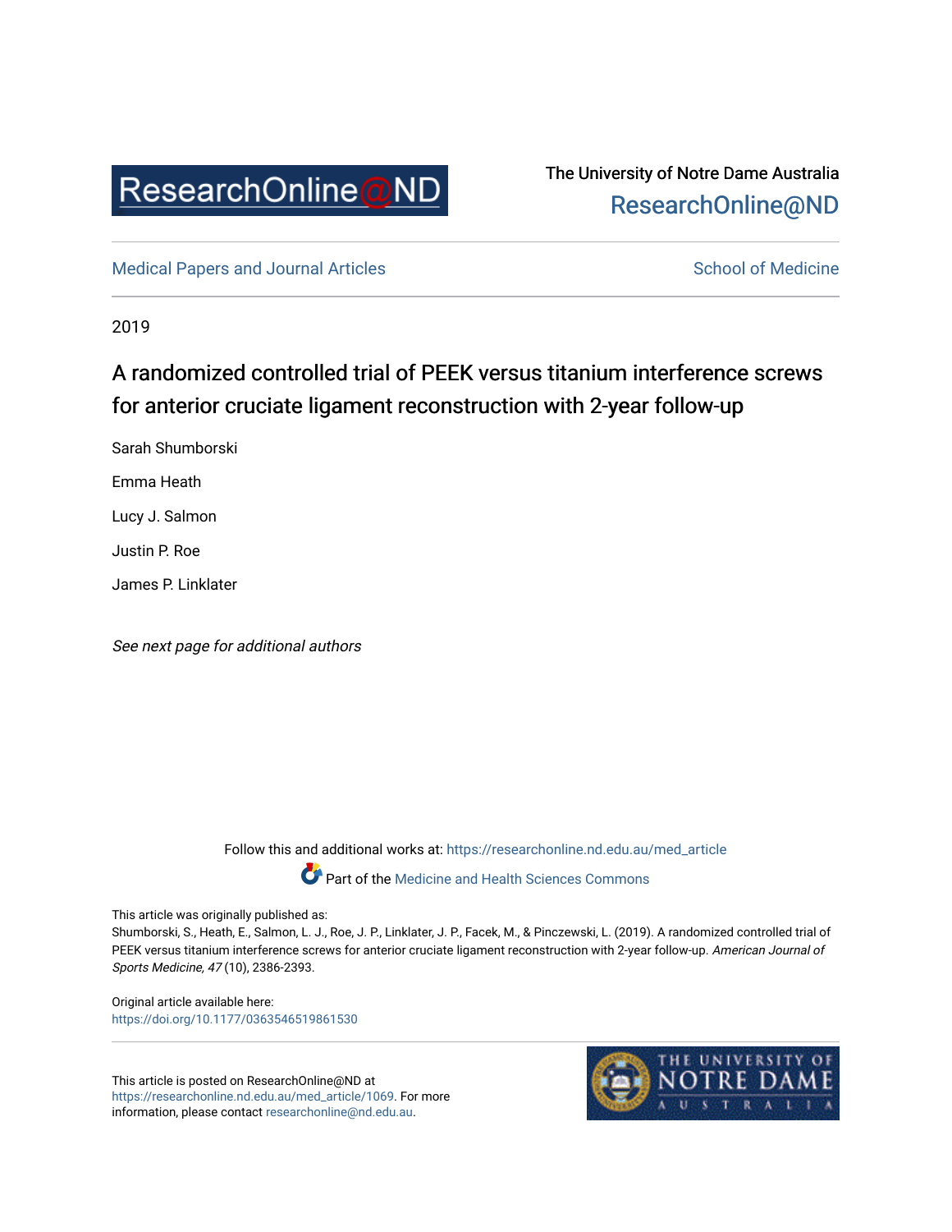ResearchOnline@ND

The University of Notre Dame Australia
ResearchOnline@ND

Medical Papers and Journal Articles | School of Medicine

2019

# A randomized controlled trial of PEEK versus titanium interference screws for anterior cruciate ligament reconstruction with 2-year follow-up

Sarah Shumborski

Emma Heath

Lucy J. Salmon

Justin P. Roe

James P. Linklater

*See next page for additional authors*

Follow this and additional works at: https://researchonline.nd.edu.au/med_article

Part of the Medicine and Health Sciences Commons

This article was originally published as:
Shumborski, S., Heath, E., Salmon, L. J., Roe, J. P., Linklater, J. P., Facek, M., & Pinczewski, L. (2019). A randomized controlled trial of PEEK versus titanium interference screws for anterior cruciate ligament reconstruction with 2-year follow-up. *American Journal of Sports Medicine, 47* (10), 2386-2393.

Original article available here:
https://doi.org/10.1177/0363546519861530

This article is posted on ResearchOnline@ND at https://researchonline.nd.edu.au/med_article/1069. For more information, please contact researchonline@nd.edu.au.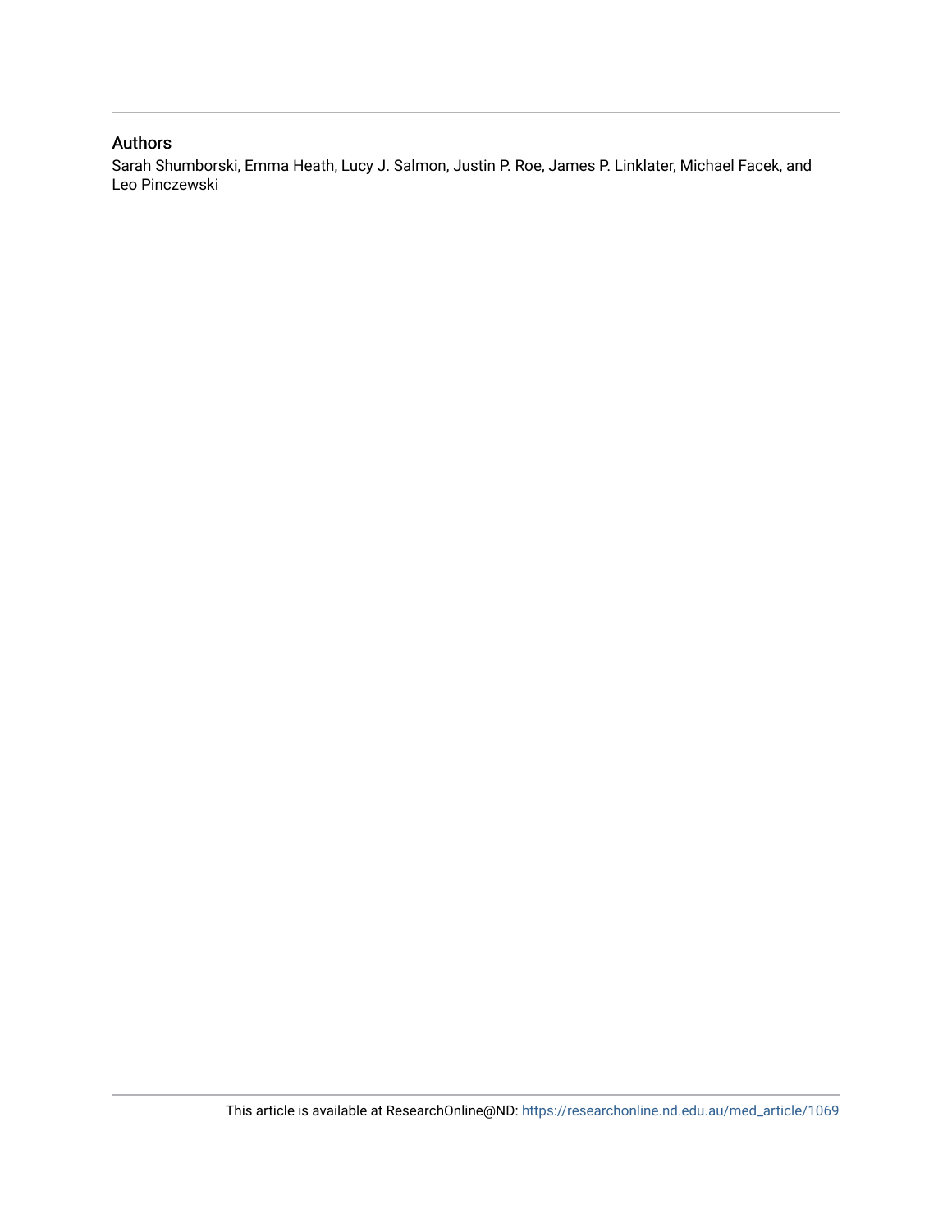## Authors

Sarah Shumborski, Emma Heath, Lucy J. Salmon, Justin P. Roe, James P. Linklater, Michael Facek, and Leo Pinczewski

This article is available at ResearchOnline@ND: https://researchonline.nd.edu.au/med_article/1069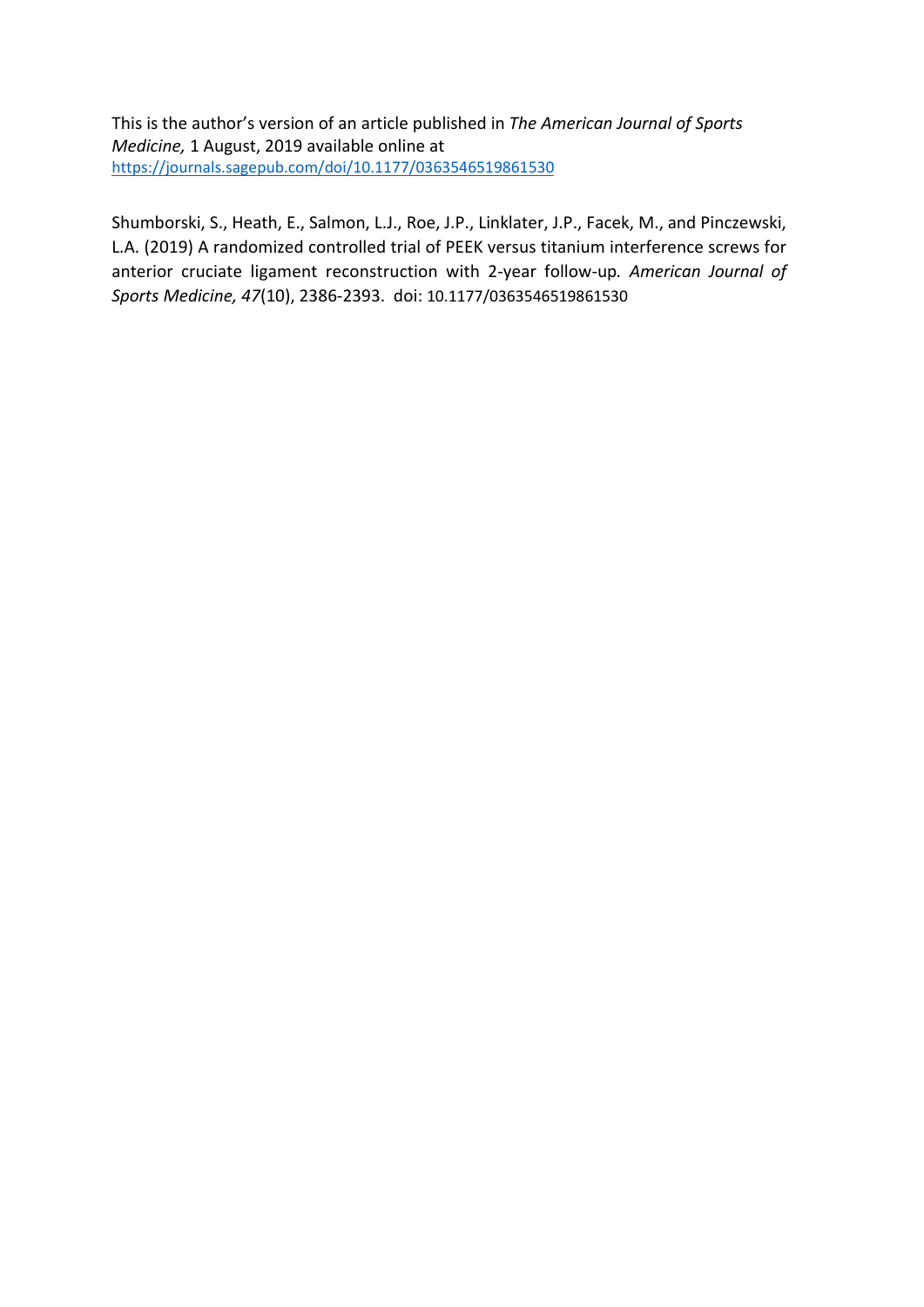This is the author's version of an article published in *The American Journal of Sports Medicine,* 1 August, 2019 available online at
https://journals.sagepub.com/doi/10.1177/0363546519861530

Shumborski, S., Heath, E., Salmon, L.J., Roe, J.P., Linklater, J.P., Facek, M., and Pinczewski, L.A. (2019) A randomized controlled trial of PEEK versus titanium interference screws for anterior cruciate ligament reconstruction with 2-year follow-up*. American Journal of Sports Medicine, 47*(10), 2386-2393. doi: 10.1177/0363546519861530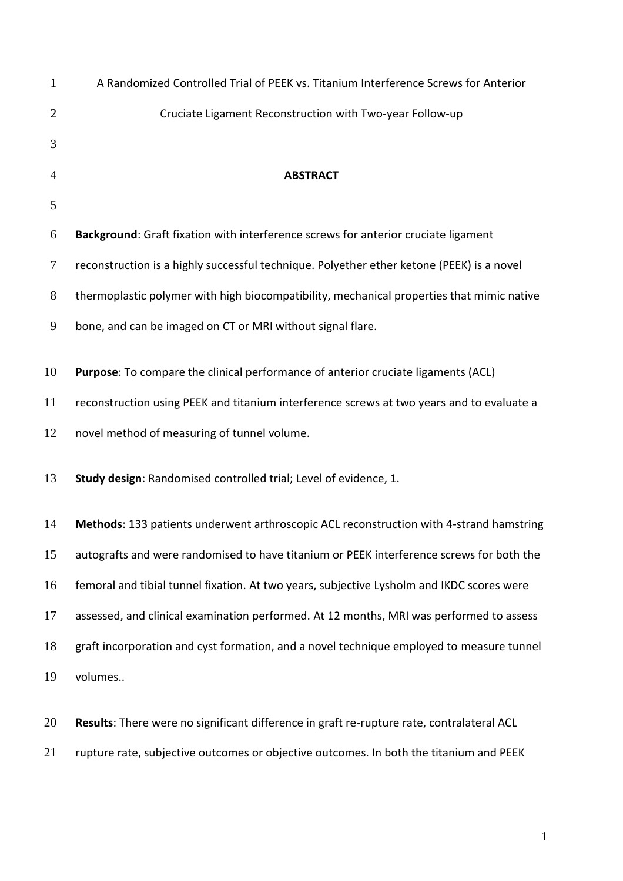A Randomized Controlled Trial of PEEK vs. Titanium Interference Screws for Anterior Cruciate Ligament Reconstruction with Two-year Follow-up

## ABSTRACT

**Background**: Graft fixation with interference screws for anterior cruciate ligament reconstruction is a highly successful technique. Polyether ether ketone (PEEK) is a novel thermoplastic polymer with high biocompatibility, mechanical properties that mimic native bone, and can be imaged on CT or MRI without signal flare.

**Purpose**: To compare the clinical performance of anterior cruciate ligaments (ACL) reconstruction using PEEK and titanium interference screws at two years and to evaluate a novel method of measuring of tunnel volume.

**Study design**: Randomised controlled trial; Level of evidence, 1.

**Methods**: 133 patients underwent arthroscopic ACL reconstruction with 4-strand hamstring autografts and were randomised to have titanium or PEEK interference screws for both the femoral and tibial tunnel fixation. At two years, subjective Lysholm and IKDC scores were assessed, and clinical examination performed. At 12 months, MRI was performed to assess graft incorporation and cyst formation, and a novel technique employed to measure tunnel volumes..

**Results**: There were no significant difference in graft re-rupture rate, contralateral ACL rupture rate, subjective outcomes or objective outcomes. In both the titanium and PEEK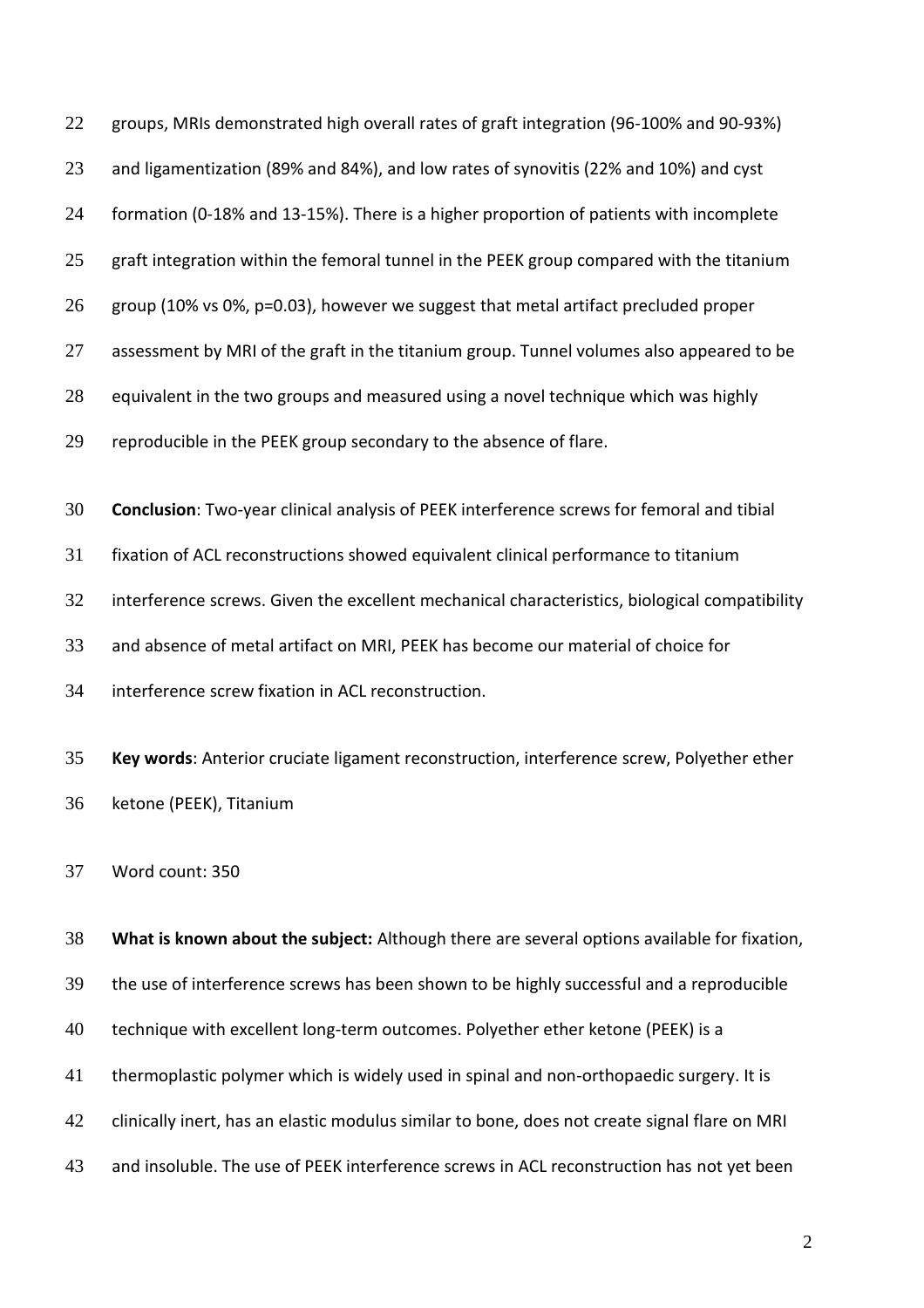groups, MRIs demonstrated high overall rates of graft integration (96-100% and 90-93%) and ligamentization (89% and 84%), and low rates of synovitis (22% and 10%) and cyst formation (0-18% and 13-15%). There is a higher proportion of patients with incomplete graft integration within the femoral tunnel in the PEEK group compared with the titanium group (10% vs 0%, p=0.03), however we suggest that metal artifact precluded proper assessment by MRI of the graft in the titanium group. Tunnel volumes also appeared to be equivalent in the two groups and measured using a novel technique which was highly reproducible in the PEEK group secondary to the absence of flare.

**Conclusion**: Two-year clinical analysis of PEEK interference screws for femoral and tibial fixation of ACL reconstructions showed equivalent clinical performance to titanium interference screws. Given the excellent mechanical characteristics, biological compatibility and absence of metal artifact on MRI, PEEK has become our material of choice for interference screw fixation in ACL reconstruction.

**Key words**: Anterior cruciate ligament reconstruction, interference screw, Polyether ether ketone (PEEK), Titanium

Word count: 350

**What is known about the subject:** Although there are several options available for fixation, the use of interference screws has been shown to be highly successful and a reproducible technique with excellent long-term outcomes. Polyether ether ketone (PEEK) is a thermoplastic polymer which is widely used in spinal and non-orthopaedic surgery. It is clinically inert, has an elastic modulus similar to bone, does not create signal flare on MRI and insoluble. The use of PEEK interference screws in ACL reconstruction has not yet been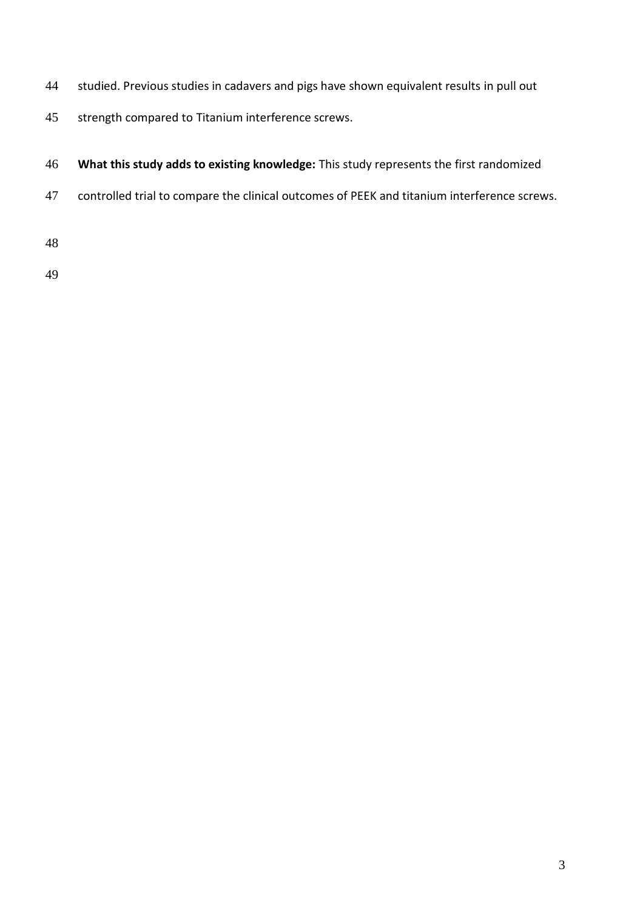studied. Previous studies in cadavers and pigs have shown equivalent results in pull out strength compared to Titanium interference screws.

**What this study adds to existing knowledge:** This study represents the first randomized controlled trial to compare the clinical outcomes of PEEK and titanium interference screws.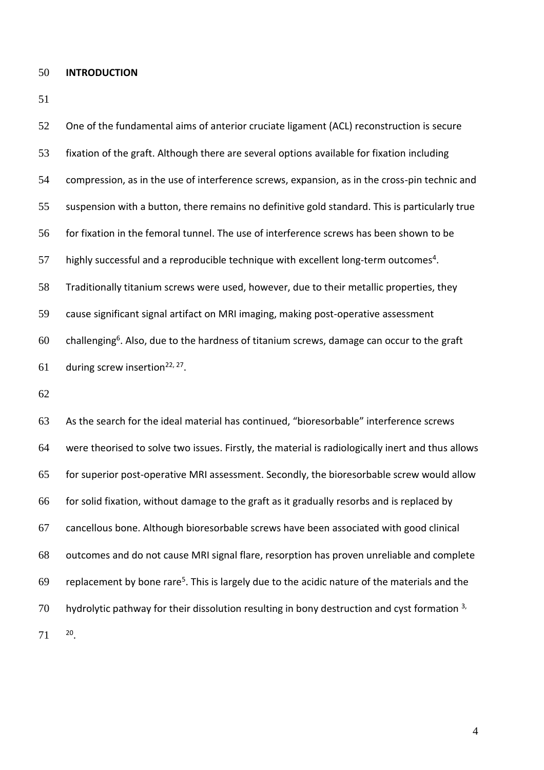## INTRODUCTION

One of the fundamental aims of anterior cruciate ligament (ACL) reconstruction is secure fixation of the graft. Although there are several options available for fixation including compression, as in the use of interference screws, expansion, as in the cross-pin technic and suspension with a button, there remains no definitive gold standard. This is particularly true for fixation in the femoral tunnel. The use of interference screws has been shown to be highly successful and a reproducible technique with excellent long-term outcomes[4]. Traditionally titanium screws were used, however, due to their metallic properties, they cause significant signal artifact on MRI imaging, making post-operative assessment challenging[6]. Also, due to the hardness of titanium screws, damage can occur to the graft during screw insertion[22, 27].

As the search for the ideal material has continued, "bioresorbable" interference screws were theorised to solve two issues. Firstly, the material is radiologically inert and thus allows for superior post-operative MRI assessment. Secondly, the bioresorbable screw would allow for solid fixation, without damage to the graft as it gradually resorbs and is replaced by cancellous bone. Although bioresorbable screws have been associated with good clinical outcomes and do not cause MRI signal flare, resorption has proven unreliable and complete replacement by bone rare[5]. This is largely due to the acidic nature of the materials and the hydrolytic pathway for their dissolution resulting in bony destruction and cyst formation [3, 20].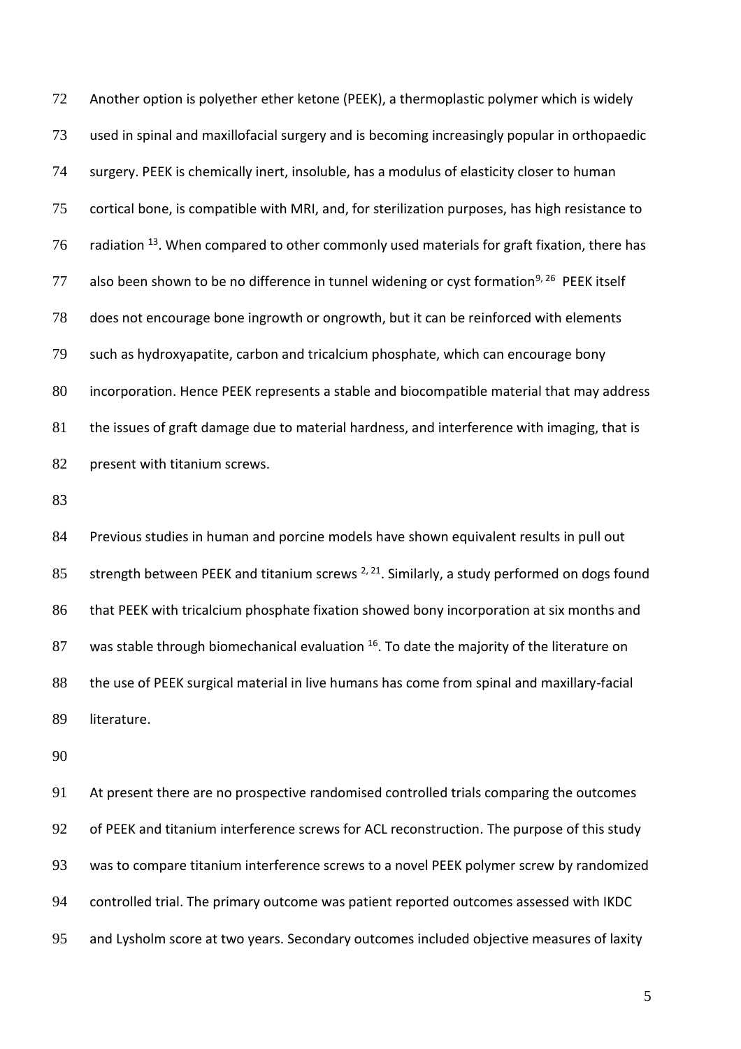Another option is polyether ether ketone (PEEK), a thermoplastic polymer which is widely used in spinal and maxillofacial surgery and is becoming increasingly popular in orthopaedic surgery. PEEK is chemically inert, insoluble, has a modulus of elasticity closer to human cortical bone, is compatible with MRI, and, for sterilization purposes, has high resistance to radiation [13]. When compared to other commonly used materials for graft fixation, there has also been shown to be no difference in tunnel widening or cyst formation[9, 26] PEEK itself does not encourage bone ingrowth or ongrowth, but it can be reinforced with elements such as hydroxyapatite, carbon and tricalcium phosphate, which can encourage bony incorporation. Hence PEEK represents a stable and biocompatible material that may address the issues of graft damage due to material hardness, and interference with imaging, that is present with titanium screws.

Previous studies in human and porcine models have shown equivalent results in pull out strength between PEEK and titanium screws [2, 21]. Similarly, a study performed on dogs found that PEEK with tricalcium phosphate fixation showed bony incorporation at six months and was stable through biomechanical evaluation [16]. To date the majority of the literature on the use of PEEK surgical material in live humans has come from spinal and maxillary-facial literature.

At present there are no prospective randomised controlled trials comparing the outcomes of PEEK and titanium interference screws for ACL reconstruction. The purpose of this study was to compare titanium interference screws to a novel PEEK polymer screw by randomized controlled trial. The primary outcome was patient reported outcomes assessed with IKDC and Lysholm score at two years. Secondary outcomes included objective measures of laxity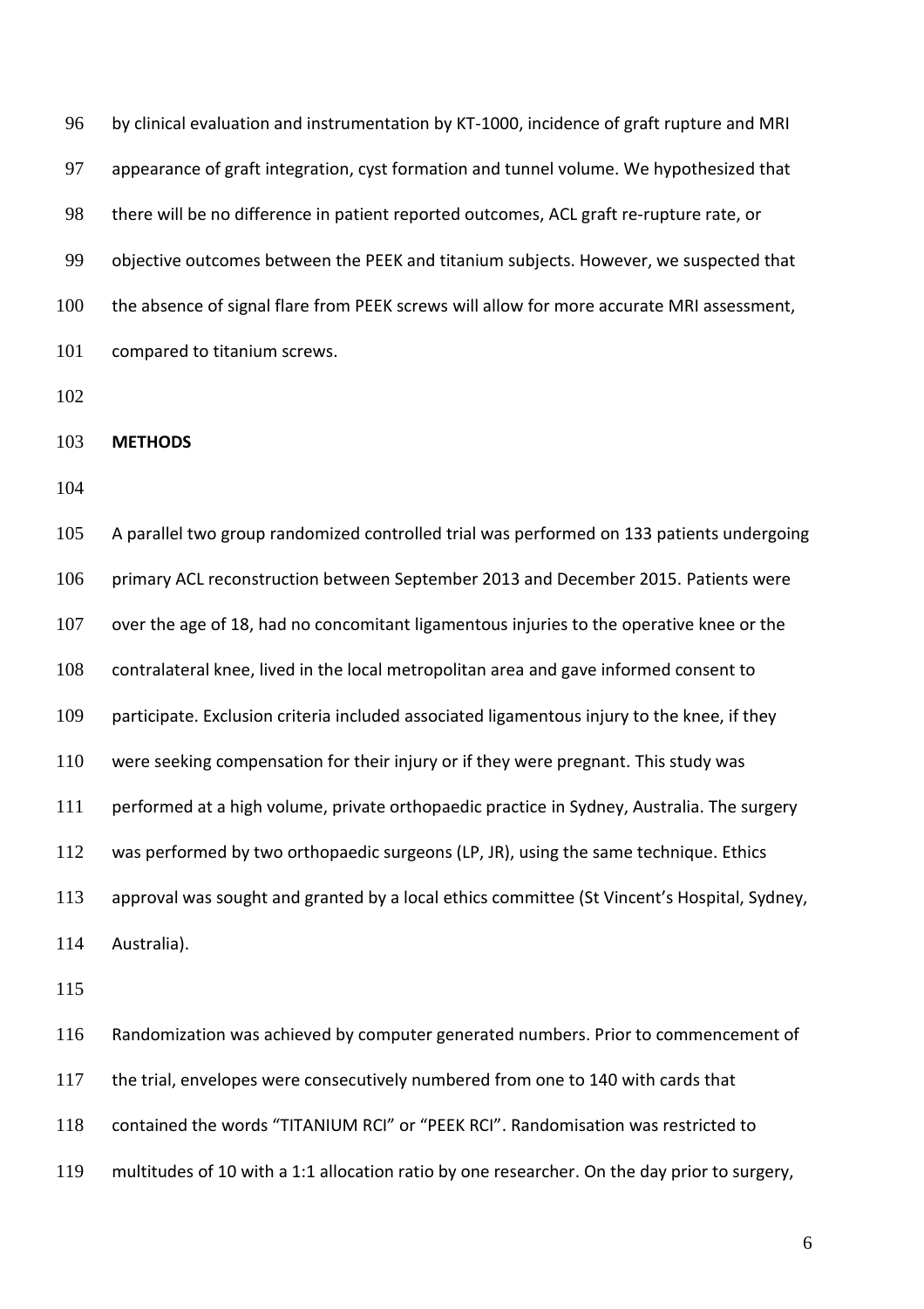by clinical evaluation and instrumentation by KT-1000, incidence of graft rupture and MRI appearance of graft integration, cyst formation and tunnel volume. We hypothesized that there will be no difference in patient reported outcomes, ACL graft re-rupture rate, or objective outcomes between the PEEK and titanium subjects. However, we suspected that the absence of signal flare from PEEK screws will allow for more accurate MRI assessment, compared to titanium screws.

## METHODS

A parallel two group randomized controlled trial was performed on 133 patients undergoing primary ACL reconstruction between September 2013 and December 2015. Patients were over the age of 18, had no concomitant ligamentous injuries to the operative knee or the contralateral knee, lived in the local metropolitan area and gave informed consent to participate. Exclusion criteria included associated ligamentous injury to the knee, if they were seeking compensation for their injury or if they were pregnant. This study was performed at a high volume, private orthopaedic practice in Sydney, Australia. The surgery was performed by two orthopaedic surgeons (LP, JR), using the same technique. Ethics approval was sought and granted by a local ethics committee (St Vincent's Hospital, Sydney, Australia).

Randomization was achieved by computer generated numbers. Prior to commencement of the trial, envelopes were consecutively numbered from one to 140 with cards that contained the words "TITANIUM RCI" or "PEEK RCI". Randomisation was restricted to multitudes of 10 with a 1:1 allocation ratio by one researcher. On the day prior to surgery,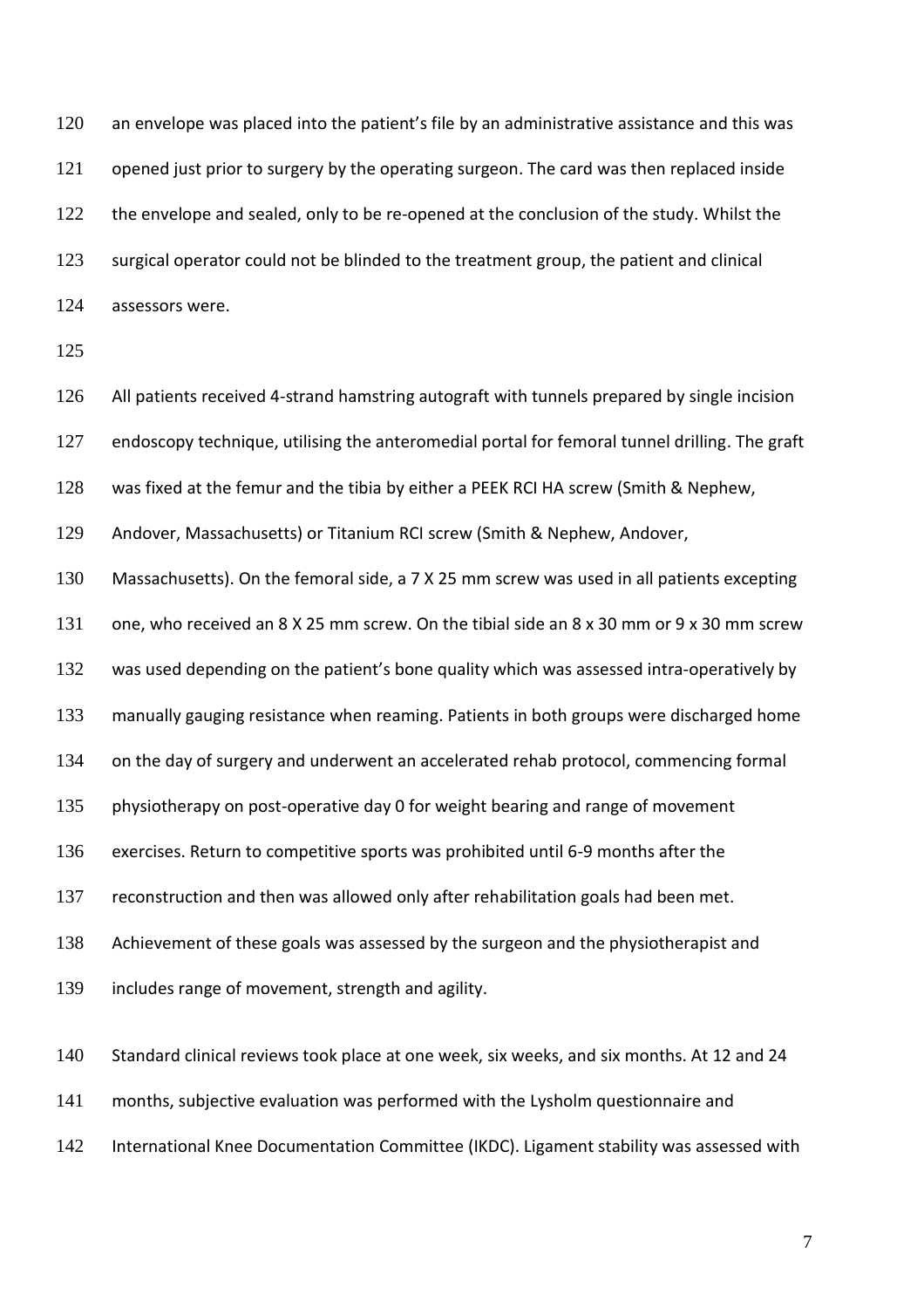an envelope was placed into the patient's file by an administrative assistance and this was opened just prior to surgery by the operating surgeon. The card was then replaced inside the envelope and sealed, only to be re-opened at the conclusion of the study. Whilst the surgical operator could not be blinded to the treatment group, the patient and clinical assessors were.

All patients received 4-strand hamstring autograft with tunnels prepared by single incision endoscopy technique, utilising the anteromedial portal for femoral tunnel drilling. The graft was fixed at the femur and the tibia by either a PEEK RCI HA screw (Smith & Nephew, Andover, Massachusetts) or Titanium RCI screw (Smith & Nephew, Andover, Massachusetts). On the femoral side, a 7 X 25 mm screw was used in all patients excepting one, who received an 8 X 25 mm screw. On the tibial side an 8 x 30 mm or 9 x 30 mm screw was used depending on the patient's bone quality which was assessed intra-operatively by manually gauging resistance when reaming. Patients in both groups were discharged home on the day of surgery and underwent an accelerated rehab protocol, commencing formal physiotherapy on post-operative day 0 for weight bearing and range of movement exercises. Return to competitive sports was prohibited until 6-9 months after the reconstruction and then was allowed only after rehabilitation goals had been met. Achievement of these goals was assessed by the surgeon and the physiotherapist and includes range of movement, strength and agility.

Standard clinical reviews took place at one week, six weeks, and six months. At 12 and 24 months, subjective evaluation was performed with the Lysholm questionnaire and International Knee Documentation Committee (IKDC). Ligament stability was assessed with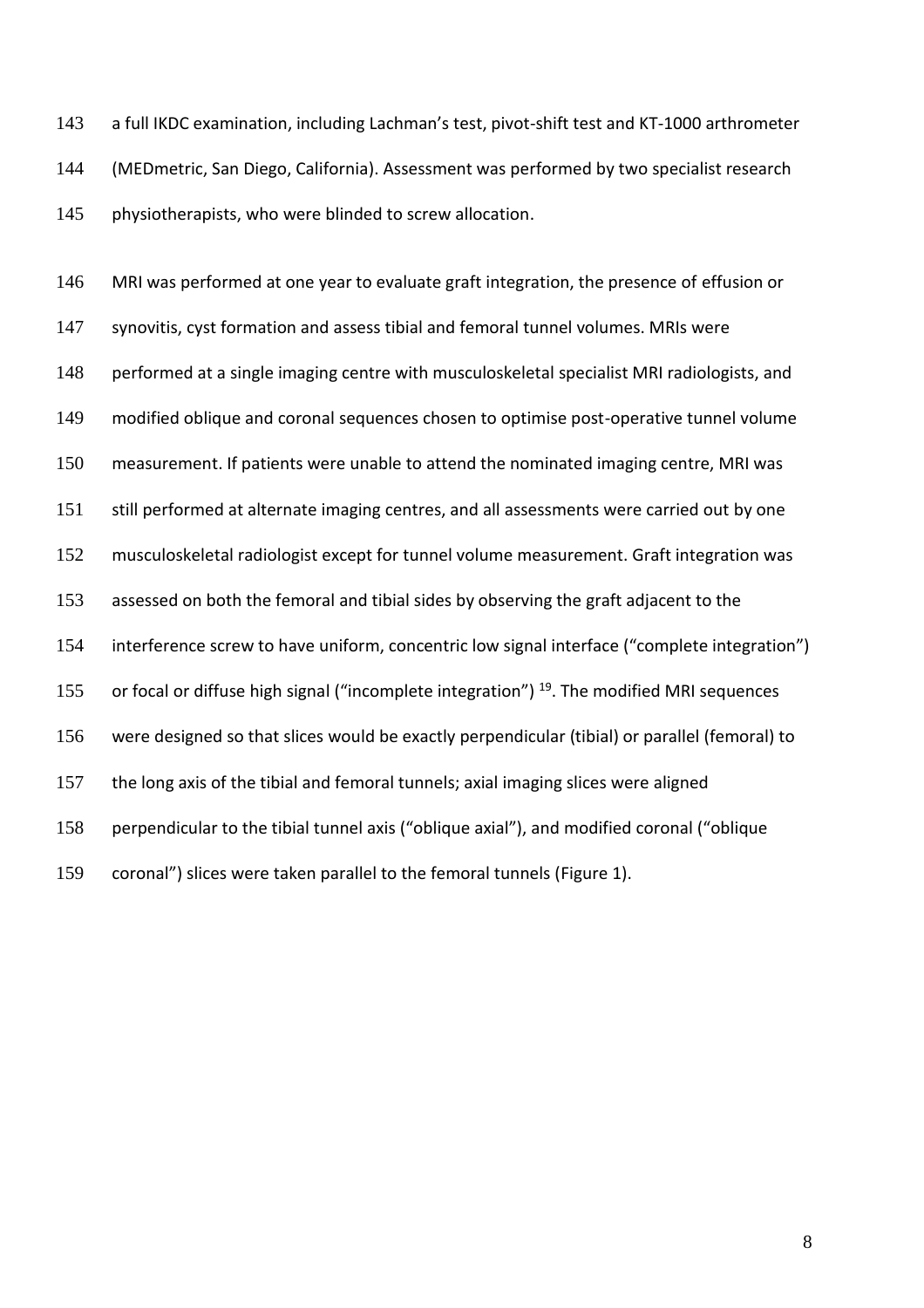a full IKDC examination, including Lachman's test, pivot-shift test and KT-1000 arthrometer (MEDmetric, San Diego, California). Assessment was performed by two specialist research physiotherapists, who were blinded to screw allocation.

MRI was performed at one year to evaluate graft integration, the presence of effusion or synovitis, cyst formation and assess tibial and femoral tunnel volumes. MRIs were performed at a single imaging centre with musculoskeletal specialist MRI radiologists, and modified oblique and coronal sequences chosen to optimise post-operative tunnel volume measurement. If patients were unable to attend the nominated imaging centre, MRI was still performed at alternate imaging centres, and all assessments were carried out by one musculoskeletal radiologist except for tunnel volume measurement. Graft integration was assessed on both the femoral and tibial sides by observing the graft adjacent to the interference screw to have uniform, concentric low signal interface ("complete integration") or focal or diffuse high signal ("incomplete integration") [19]. The modified MRI sequences were designed so that slices would be exactly perpendicular (tibial) or parallel (femoral) to the long axis of the tibial and femoral tunnels; axial imaging slices were aligned perpendicular to the tibial tunnel axis ("oblique axial"), and modified coronal ("oblique coronal") slices were taken parallel to the femoral tunnels (Figure 1).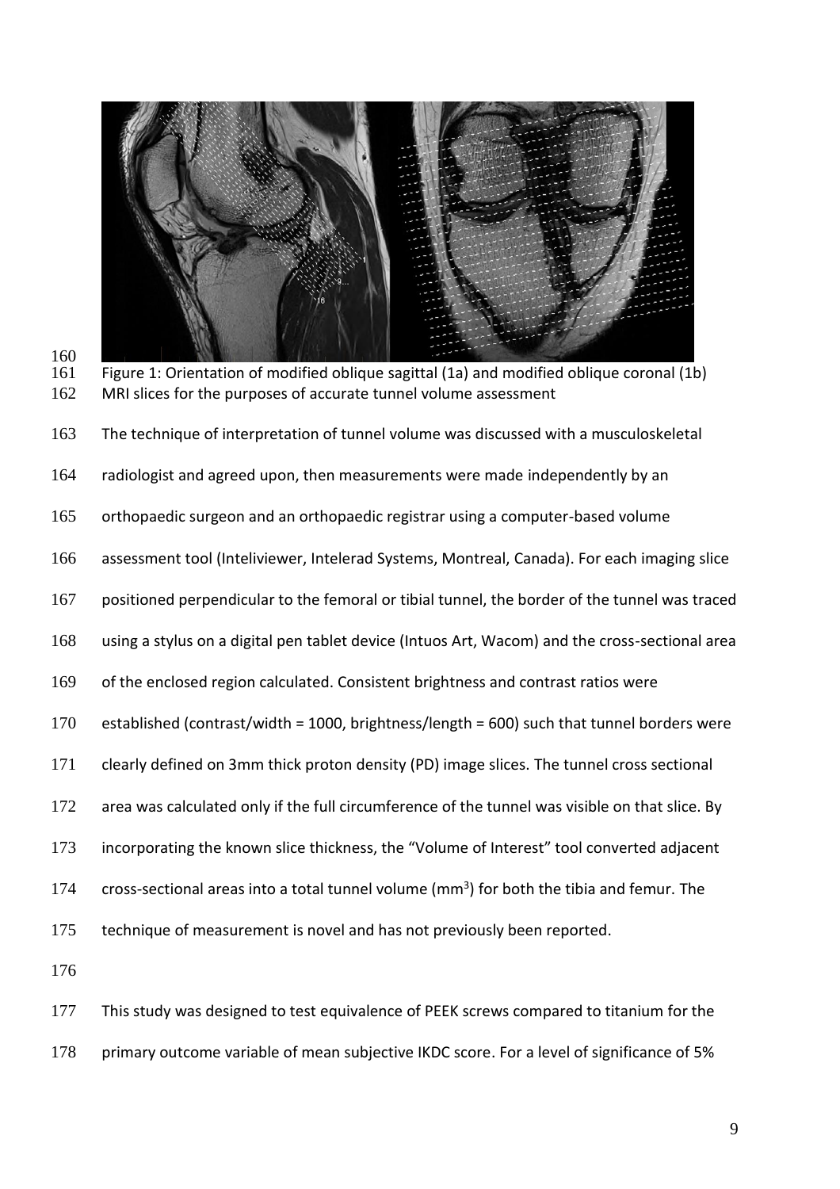Figure 1: Orientation of modified oblique sagittal (1a) and modified oblique coronal (1b) MRI slices for the purposes of accurate tunnel volume assessment

The technique of interpretation of tunnel volume was discussed with a musculoskeletal radiologist and agreed upon, then measurements were made independently by an orthopaedic surgeon and an orthopaedic registrar using a computer-based volume assessment tool (Inteliviewer, Intelerad Systems, Montreal, Canada). For each imaging slice positioned perpendicular to the femoral or tibial tunnel, the border of the tunnel was traced using a stylus on a digital pen tablet device (Intuos Art, Wacom) and the cross-sectional area of the enclosed region calculated. Consistent brightness and contrast ratios were established (contrast/width = 1000, brightness/length = 600) such that tunnel borders were clearly defined on 3mm thick proton density (PD) image slices. The tunnel cross sectional area was calculated only if the full circumference of the tunnel was visible on that slice. By incorporating the known slice thickness, the "Volume of Interest" tool converted adjacent cross-sectional areas into a total tunnel volume ($mm^3$) for both the tibia and femur. The technique of measurement is novel and has not previously been reported.

This study was designed to test equivalence of PEEK screws compared to titanium for the primary outcome variable of mean subjective IKDC score. For a level of significance of 5%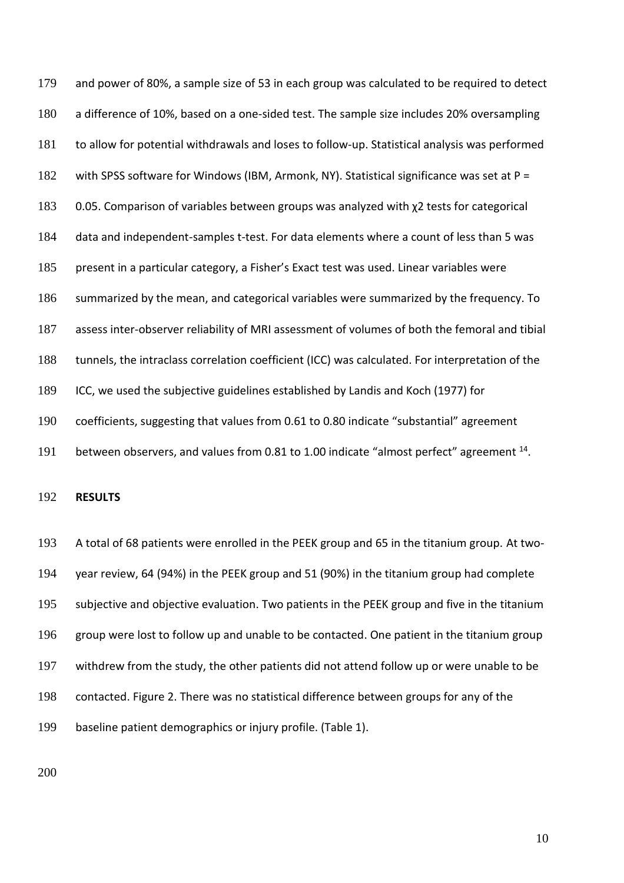and power of 80%, a sample size of 53 in each group was calculated to be required to detect a difference of 10%, based on a one-sided test. The sample size includes 20% oversampling to allow for potential withdrawals and loses to follow-up. Statistical analysis was performed with SPSS software for Windows (IBM, Armonk, NY). Statistical significance was set at P = 0.05. Comparison of variables between groups was analyzed with $\chi^2$ tests for categorical data and independent-samples t-test. For data elements where a count of less than 5 was present in a particular category, a Fisher's Exact test was used. Linear variables were summarized by the mean, and categorical variables were summarized by the frequency. To assess inter-observer reliability of MRI assessment of volumes of both the femoral and tibial tunnels, the intraclass correlation coefficient (ICC) was calculated. For interpretation of the ICC, we used the subjective guidelines established by Landis and Koch (1977) for coefficients, suggesting that values from 0.61 to 0.80 indicate "substantial" agreement between observers, and values from 0.81 to 1.00 indicate "almost perfect" agreement [14].

**RESULTS**

A total of 68 patients were enrolled in the PEEK group and 65 in the titanium group. At two-year review, 64 (94%) in the PEEK group and 51 (90%) in the titanium group had complete subjective and objective evaluation. Two patients in the PEEK group and five in the titanium group were lost to follow up and unable to be contacted. One patient in the titanium group withdrew from the study, the other patients did not attend follow up or were unable to be contacted. Figure 2. There was no statistical difference between groups for any of the baseline patient demographics or injury profile. (Table 1).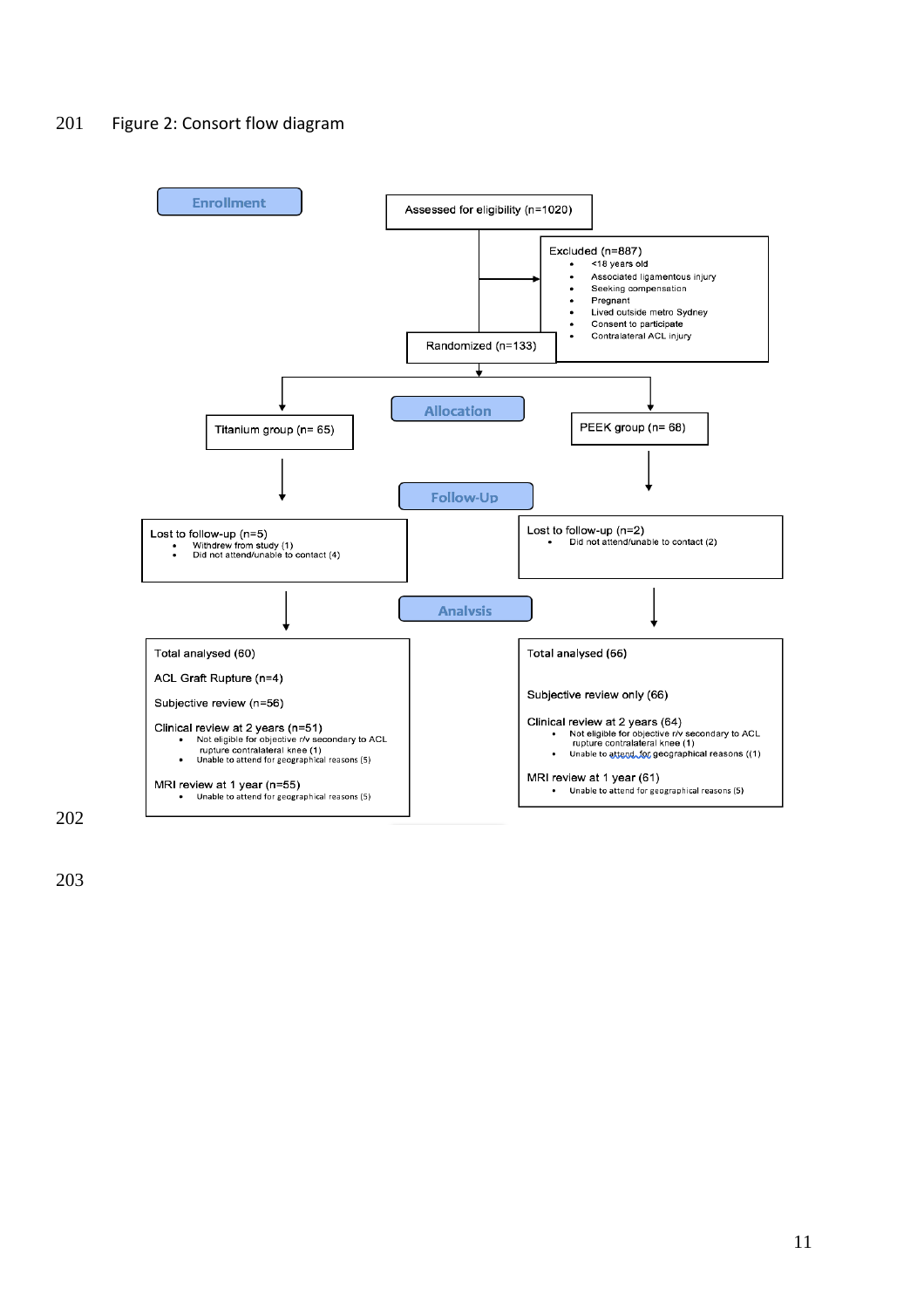Figure 2: Consort flow diagram

**Enrollment**

Assessed for eligibility (n=1020)

Excluded (n=887)
- <18 years old
- Associated ligamentous injury
- Seeking compensation
- Pregnant
- Lived outside metro Sydney
- Consent to participate
- Contralateral ACL injury

Randomized (n=133)

**Allocation**

Titanium group (n= 65)

PEEK group (n= 68)

**Follow-Up**

Lost to follow-up (n=5)
- Withdrew from study (1)
- Did not attend/unable to contact (4)

Lost to follow-up (n=2)
- Did not attend/unable to contact (2)

**Analysis**

Total analysed (60)

ACL Graft Rupture (n=4)

Subjective review (n=56)

Clinical review at 2 years (n=51)
- Not eligible for objective r/v secondary to ACL rupture contralateral knee (1)
- Unable to attend for geographical reasons (5)

MRI review at 1 year (n=55)
- Unable to attend for geographical reasons (5)

Total analysed (66)

Subjective review only (66)

Clinical review at 2 years (64)
- Not eligible for objective r/v secondary to ACL rupture contralateral knee (1)
- Unable to attend for geographical reasons ((1)

MRI review at 1 year (61)
- Unable to attend for geographical reasons (5)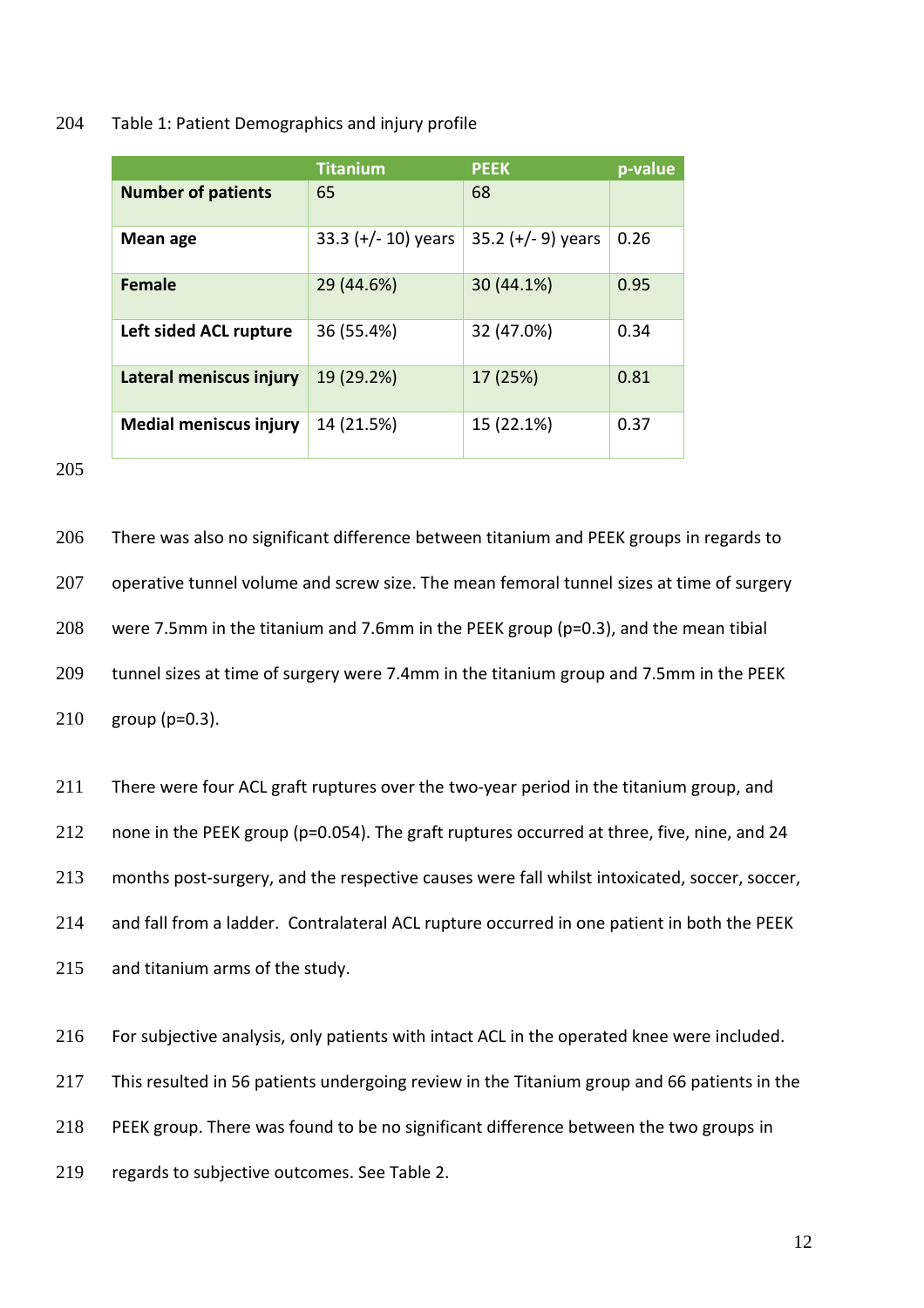Table 1: Patient Demographics and injury profile

| | Titanium | PEEK | p-value |
|---|---|---|---|
| **Number of patients** | 65 | 68 | |
| **Mean age** | 33.3 (+/- 10) years | 35.2 (+/- 9) years | 0.26 |
| **Female** | 29 (44.6%) | 30 (44.1%) | 0.95 |
| **Left sided ACL rupture** | 36 (55.4%) | 32 (47.0%) | 0.34 |
| **Lateral meniscus injury** | 19 (29.2%) | 17 (25%) | 0.81 |
| **Medial meniscus injury** | 14 (21.5%) | 15 (22.1%) | 0.37 |

There was also no significant difference between titanium and PEEK groups in regards to operative tunnel volume and screw size. The mean femoral tunnel sizes at time of surgery were 7.5mm in the titanium and 7.6mm in the PEEK group (p=0.3), and the mean tibial tunnel sizes at time of surgery were 7.4mm in the titanium group and 7.5mm in the PEEK group (p=0.3).

There were four ACL graft ruptures over the two-year period in the titanium group, and none in the PEEK group (p=0.054). The graft ruptures occurred at three, five, nine, and 24 months post-surgery, and the respective causes were fall whilst intoxicated, soccer, soccer, and fall from a ladder. Contralateral ACL rupture occurred in one patient in both the PEEK and titanium arms of the study.

For subjective analysis, only patients with intact ACL in the operated knee were included. This resulted in 56 patients undergoing review in the Titanium group and 66 patients in the PEEK group. There was found to be no significant difference between the two groups in regards to subjective outcomes. See Table 2.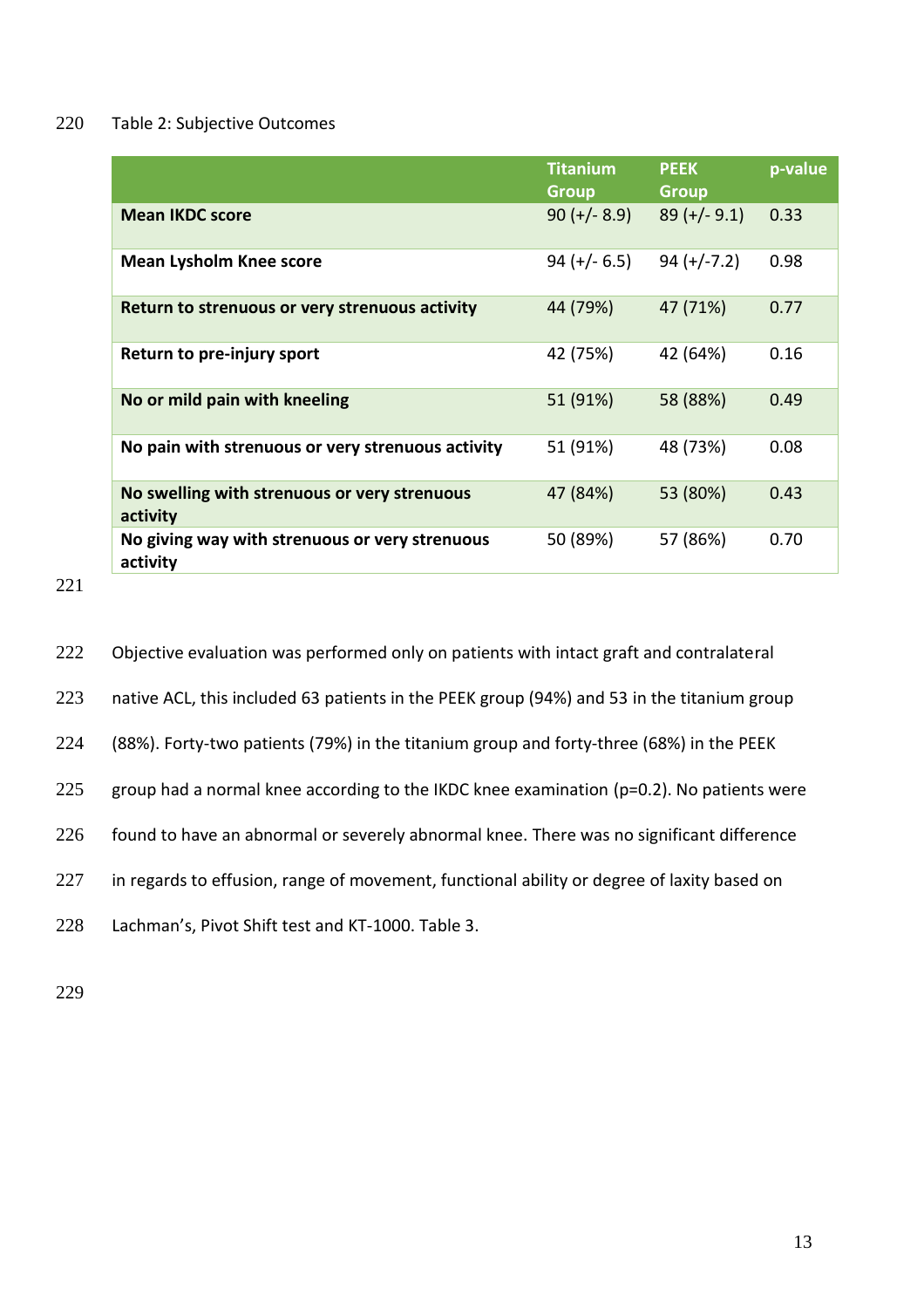Table 2: Subjective Outcomes

| | Titanium Group | PEEK Group | p-value |
|---|---|---|---|
| **Mean IKDC score** | 90 (+/- 8.9) | 89 (+/- 9.1) | 0.33 |
| **Mean Lysholm Knee score** | 94 (+/- 6.5) | 94 (+/-7.2) | 0.98 |
| **Return to strenuous or very strenuous activity** | 44 (79%) | 47 (71%) | 0.77 |
| **Return to pre-injury sport** | 42 (75%) | 42 (64%) | 0.16 |
| **No or mild pain with kneeling** | 51 (91%) | 58 (88%) | 0.49 |
| **No pain with strenuous or very strenuous activity** | 51 (91%) | 48 (73%) | 0.08 |
| **No swelling with strenuous or very strenuous activity** | 47 (84%) | 53 (80%) | 0.43 |
| **No giving way with strenuous or very strenuous activity** | 50 (89%) | 57 (86%) | 0.70 |

Objective evaluation was performed only on patients with intact graft and contralateral native ACL, this included 63 patients in the PEEK group (94%) and 53 in the titanium group (88%). Forty-two patients (79%) in the titanium group and forty-three (68%) in the PEEK group had a normal knee according to the IKDC knee examination (p=0.2). No patients were found to have an abnormal or severely abnormal knee. There was no significant difference in regards to effusion, range of movement, functional ability or degree of laxity based on Lachman's, Pivot Shift test and KT-1000. Table 3.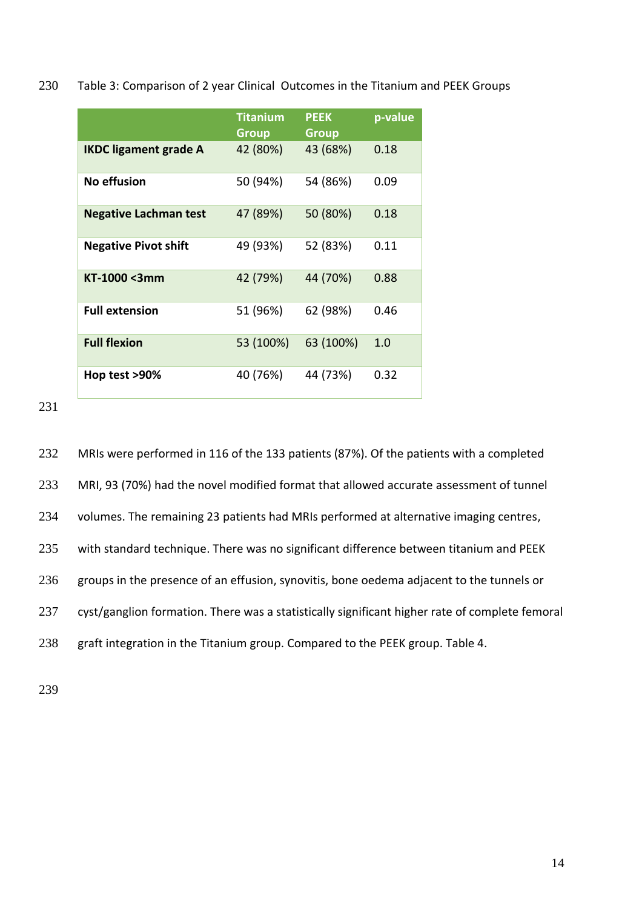Table 3: Comparison of 2 year Clinical Outcomes in the Titanium and PEEK Groups

| | Titanium Group | PEEK Group | p-value |
|---|---|---|---|
| **IKDC ligament grade A** | 42 (80%) | 43 (68%) | 0.18 |
| **No effusion** | 50 (94%) | 54 (86%) | 0.09 |
| **Negative Lachman test** | 47 (89%) | 50 (80%) | 0.18 |
| **Negative Pivot shift** | 49 (93%) | 52 (83%) | 0.11 |
| **KT-1000 <3mm** | 42 (79%) | 44 (70%) | 0.88 |
| **Full extension** | 51 (96%) | 62 (98%) | 0.46 |
| **Full flexion** | 53 (100%) | 63 (100%) | 1.0 |
| **Hop test >90%** | 40 (76%) | 44 (73%) | 0.32 |

MRIs were performed in 116 of the 133 patients (87%). Of the patients with a completed MRI, 93 (70%) had the novel modified format that allowed accurate assessment of tunnel volumes. The remaining 23 patients had MRIs performed at alternative imaging centres, with standard technique. There was no significant difference between titanium and PEEK groups in the presence of an effusion, synovitis, bone oedema adjacent to the tunnels or cyst/ganglion formation. There was a statistically significant higher rate of complete femoral graft integration in the Titanium group. Compared to the PEEK group. Table 4.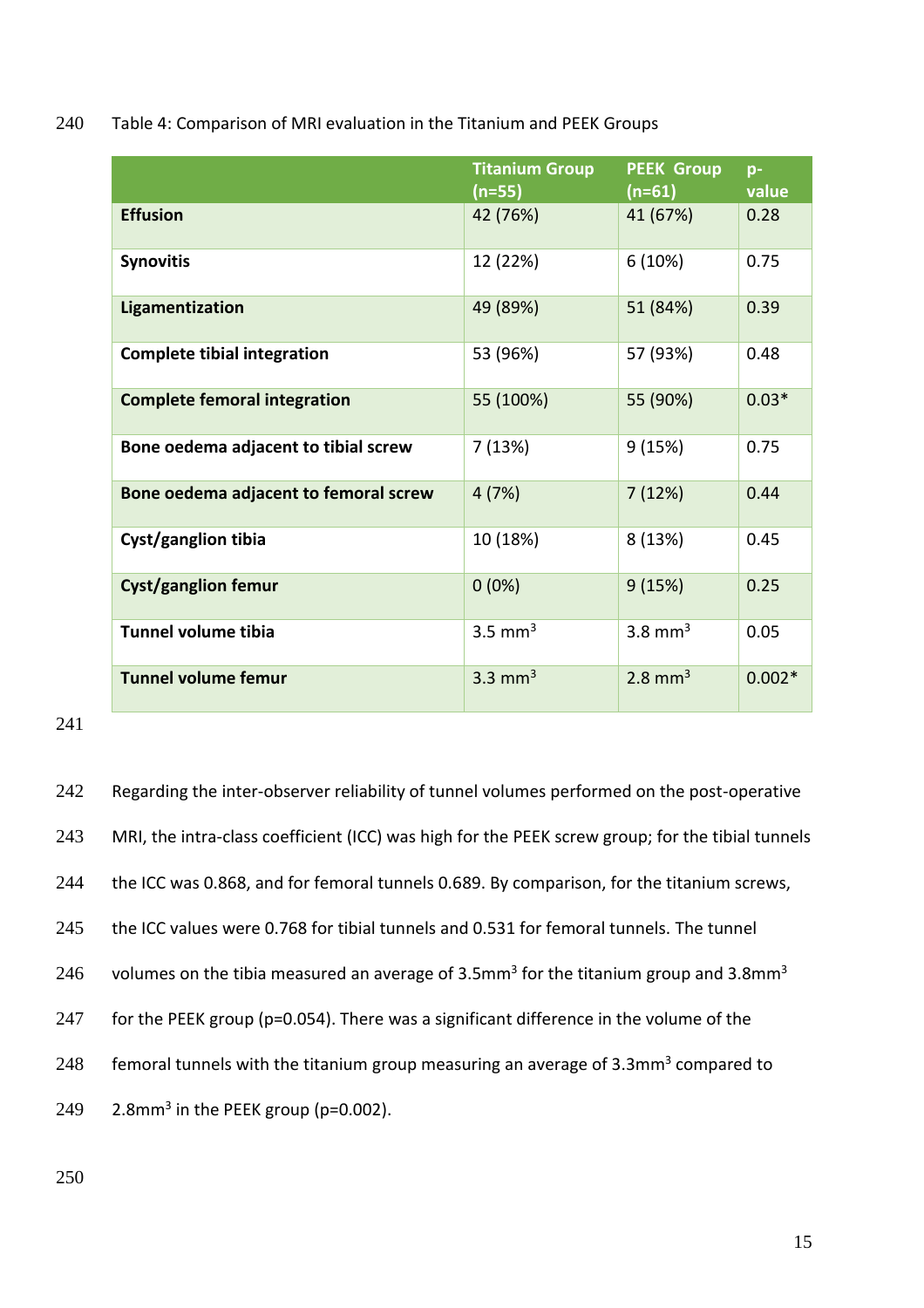Table 4: Comparison of MRI evaluation in the Titanium and PEEK Groups

| | Titanium Group (n=55) | PEEK Group (n=61) | p-value |
|---|---|---|---|
| **Effusion** | 42 (76%) | 41 (67%) | 0.28 |
| **Synovitis** | 12 (22%) | 6 (10%) | 0.75 |
| **Ligamentization** | 49 (89%) | 51 (84%) | 0.39 |
| **Complete tibial integration** | 53 (96%) | 57 (93%) | 0.48 |
| **Complete femoral integration** | 55 (100%) | 55 (90%) | 0.03* |
| **Bone oedema adjacent to tibial screw** | 7 (13%) | 9 (15%) | 0.75 |
| **Bone oedema adjacent to femoral screw** | 4 (7%) | 7 (12%) | 0.44 |
| **Cyst/ganglion tibia** | 10 (18%) | 8 (13%) | 0.45 |
| **Cyst/ganglion femur** | 0 (0%) | 9 (15%) | 0.25 |
| **Tunnel volume tibia** | 3.5 $mm^3$ | 3.8 $mm^3$ | 0.05 |
| **Tunnel volume femur** | 3.3 $mm^3$ | 2.8 $mm^3$ | 0.002* |

Regarding the inter-observer reliability of tunnel volumes performed on the post-operative MRI, the intra-class coefficient (ICC) was high for the PEEK screw group; for the tibial tunnels the ICC was 0.868, and for femoral tunnels 0.689. By comparison, for the titanium screws, the ICC values were 0.768 for tibial tunnels and 0.531 for femoral tunnels. The tunnel volumes on the tibia measured an average of 3.5$mm^3$ for the titanium group and 3.8$mm^3$ for the PEEK group (p=0.054). There was a significant difference in the volume of the femoral tunnels with the titanium group measuring an average of 3.3$mm^3$ compared to 2.8$mm^3$ in the PEEK group (p=0.002).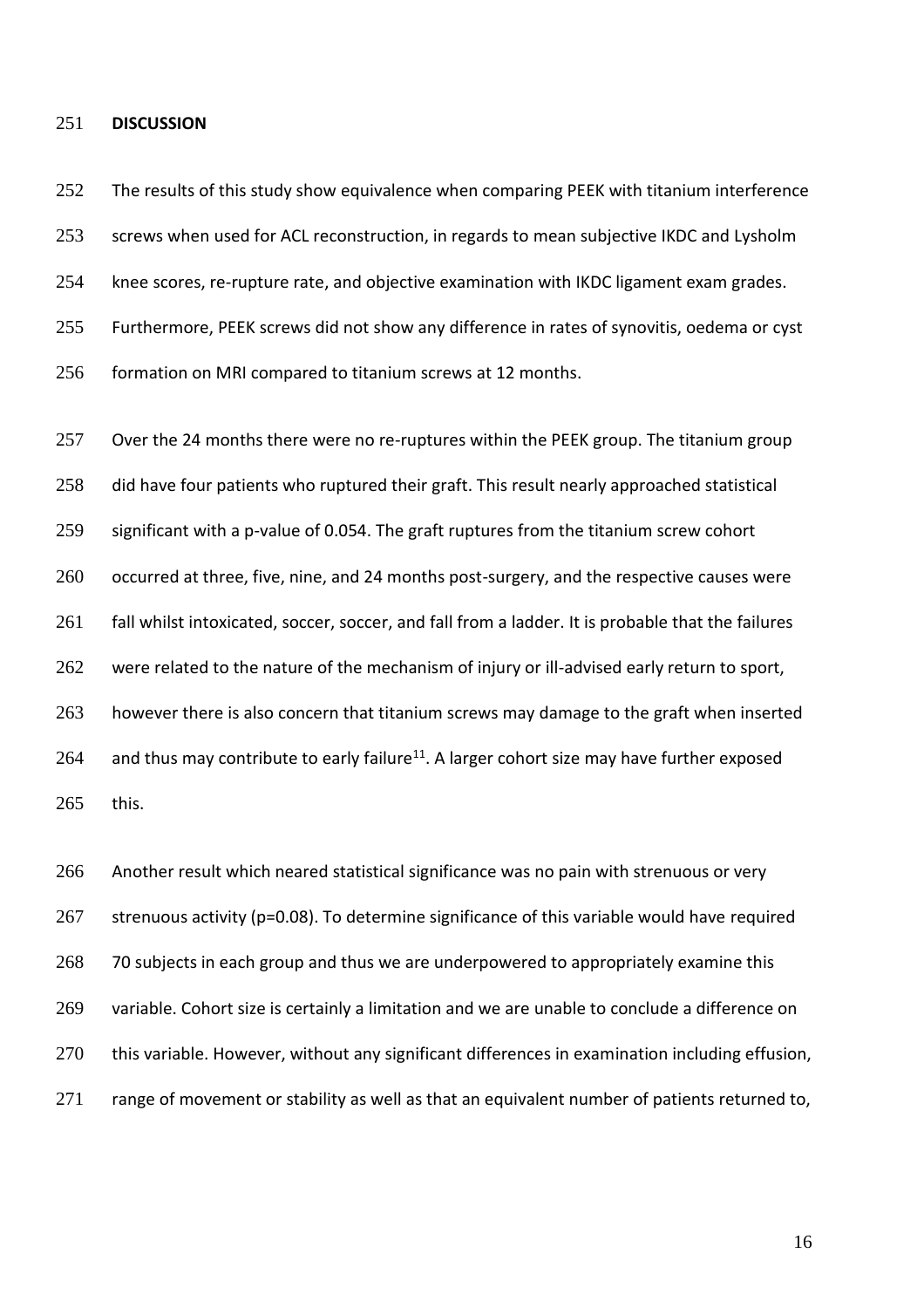**DISCUSSION**

The results of this study show equivalence when comparing PEEK with titanium interference screws when used for ACL reconstruction, in regards to mean subjective IKDC and Lysholm knee scores, re-rupture rate, and objective examination with IKDC ligament exam grades. Furthermore, PEEK screws did not show any difference in rates of synovitis, oedema or cyst formation on MRI compared to titanium screws at 12 months.

Over the 24 months there were no re-ruptures within the PEEK group. The titanium group did have four patients who ruptured their graft. This result nearly approached statistical significant with a p-value of 0.054. The graft ruptures from the titanium screw cohort occurred at three, five, nine, and 24 months post-surgery, and the respective causes were fall whilst intoxicated, soccer, soccer, and fall from a ladder. It is probable that the failures were related to the nature of the mechanism of injury or ill-advised early return to sport, however there is also concern that titanium screws may damage to the graft when inserted and thus may contribute to early failure[11]. A larger cohort size may have further exposed this.

Another result which neared statistical significance was no pain with strenuous or very strenuous activity (p=0.08). To determine significance of this variable would have required 70 subjects in each group and thus we are underpowered to appropriately examine this variable. Cohort size is certainly a limitation and we are unable to conclude a difference on this variable. However, without any significant differences in examination including effusion, range of movement or stability as well as that an equivalent number of patients returned to,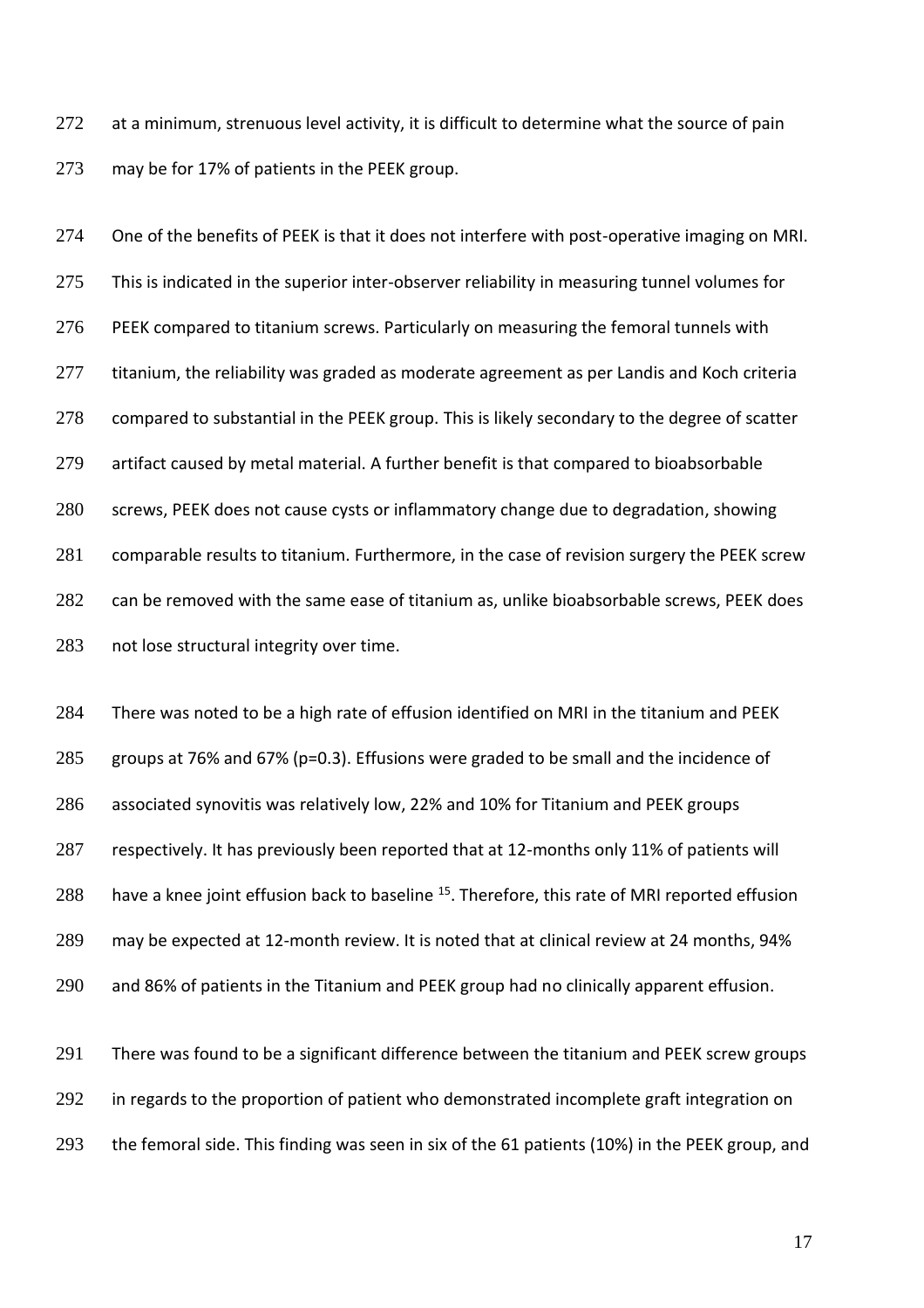at a minimum, strenuous level activity, it is difficult to determine what the source of pain may be for 17% of patients in the PEEK group.

One of the benefits of PEEK is that it does not interfere with post-operative imaging on MRI. This is indicated in the superior inter-observer reliability in measuring tunnel volumes for PEEK compared to titanium screws. Particularly on measuring the femoral tunnels with titanium, the reliability was graded as moderate agreement as per Landis and Koch criteria compared to substantial in the PEEK group. This is likely secondary to the degree of scatter artifact caused by metal material. A further benefit is that compared to bioabsorbable screws, PEEK does not cause cysts or inflammatory change due to degradation, showing comparable results to titanium. Furthermore, in the case of revision surgery the PEEK screw can be removed with the same ease of titanium as, unlike bioabsorbable screws, PEEK does not lose structural integrity over time.

There was noted to be a high rate of effusion identified on MRI in the titanium and PEEK groups at 76% and 67% (p=0.3). Effusions were graded to be small and the incidence of associated synovitis was relatively low, 22% and 10% for Titanium and PEEK groups respectively. It has previously been reported that at 12-months only 11% of patients will have a knee joint effusion back to baseline [15]. Therefore, this rate of MRI reported effusion may be expected at 12-month review. It is noted that at clinical review at 24 months, 94% and 86% of patients in the Titanium and PEEK group had no clinically apparent effusion.

There was found to be a significant difference between the titanium and PEEK screw groups in regards to the proportion of patient who demonstrated incomplete graft integration on the femoral side. This finding was seen in six of the 61 patients (10%) in the PEEK group, and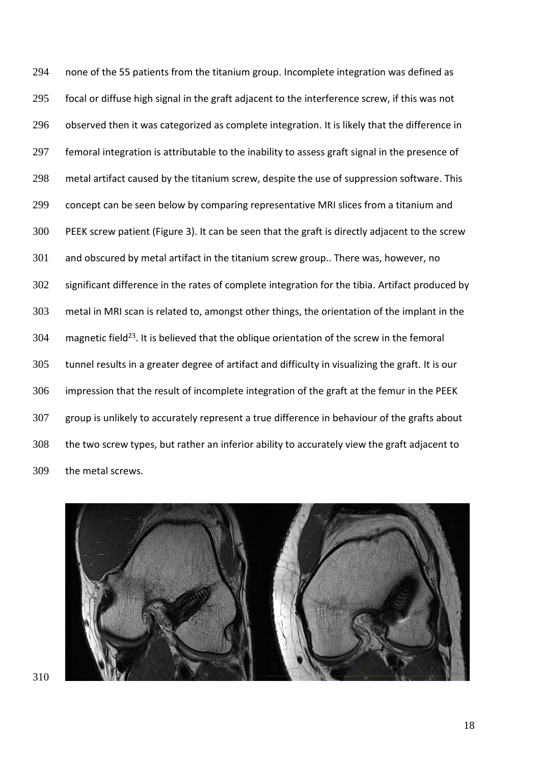none of the 55 patients from the titanium group. Incomplete integration was defined as focal or diffuse high signal in the graft adjacent to the interference screw, if this was not observed then it was categorized as complete integration. It is likely that the difference in femoral integration is attributable to the inability to assess graft signal in the presence of metal artifact caused by the titanium screw, despite the use of suppression software. This concept can be seen below by comparing representative MRI slices from a titanium and PEEK screw patient (Figure 3). It can be seen that the graft is directly adjacent to the screw and obscured by metal artifact in the titanium screw group.. There was, however, no significant difference in the rates of complete integration for the tibia. Artifact produced by metal in MRI scan is related to, amongst other things, the orientation of the implant in the magnetic field[23]. It is believed that the oblique orientation of the screw in the femoral tunnel results in a greater degree of artifact and difficulty in visualizing the graft. It is our impression that the result of incomplete integration of the graft at the femur in the PEEK group is unlikely to accurately represent a true difference in behaviour of the grafts about the two screw types, but rather an inferior ability to accurately view the graft adjacent to the metal screws.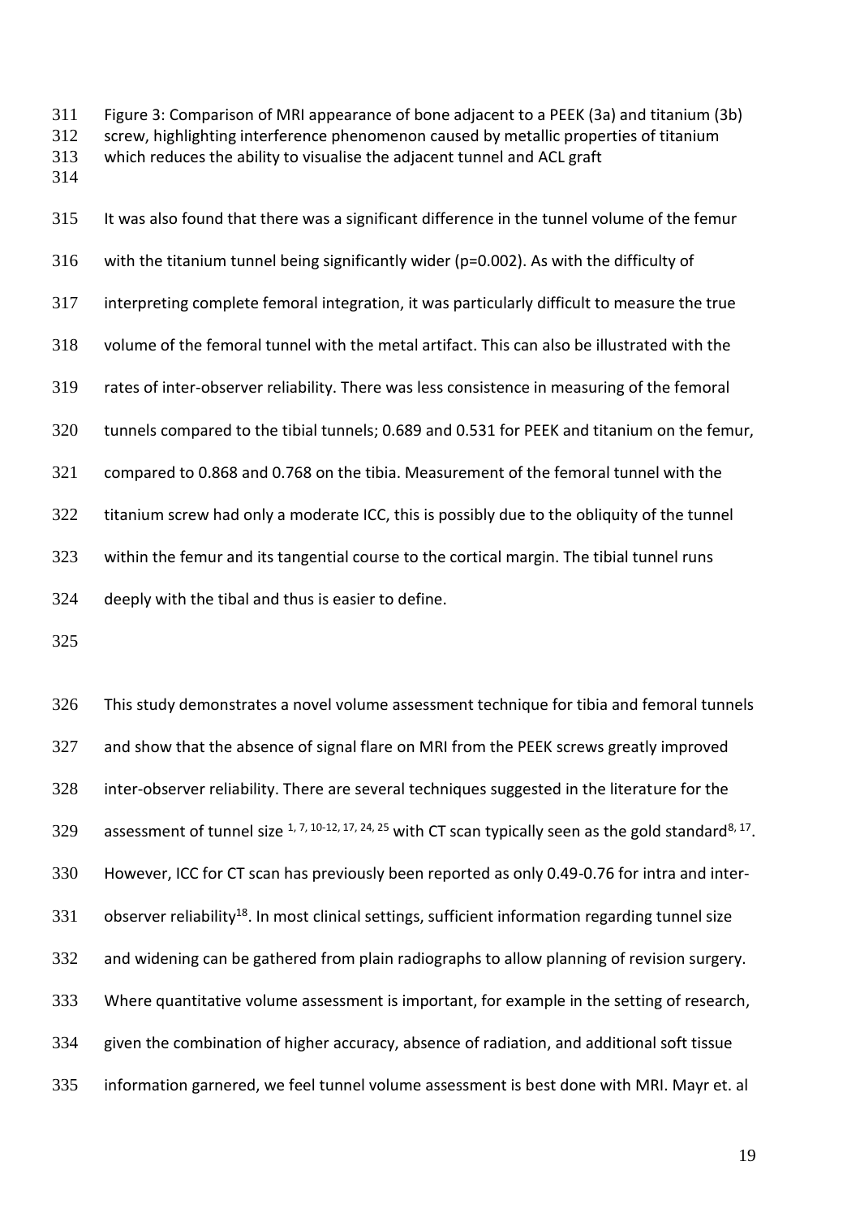Figure 3: Comparison of MRI appearance of bone adjacent to a PEEK (3a) and titanium (3b) screw, highlighting interference phenomenon caused by metallic properties of titanium which reduces the ability to visualise the adjacent tunnel and ACL graft

It was also found that there was a significant difference in the tunnel volume of the femur with the titanium tunnel being significantly wider ($p=0.002$). As with the difficulty of interpreting complete femoral integration, it was particularly difficult to measure the true volume of the femoral tunnel with the metal artifact. This can also be illustrated with the rates of inter-observer reliability. There was less consistence in measuring of the femoral tunnels compared to the tibial tunnels; 0.689 and 0.531 for PEEK and titanium on the femur, compared to 0.868 and 0.768 on the tibia. Measurement of the femoral tunnel with the titanium screw had only a moderate ICC, this is possibly due to the obliquity of the tunnel within the femur and its tangential course to the cortical margin. The tibial tunnel runs deeply with the tibal and thus is easier to define.

This study demonstrates a novel volume assessment technique for tibia and femoral tunnels and show that the absence of signal flare on MRI from the PEEK screws greatly improved inter-observer reliability. There are several techniques suggested in the literature for the assessment of tunnel size [1, 7, 10-12, 17, 24, 25] with CT scan typically seen as the gold standard[8, 17]. However, ICC for CT scan has previously been reported as only 0.49-0.76 for intra and inter-observer reliability[18]. In most clinical settings, sufficient information regarding tunnel size and widening can be gathered from plain radiographs to allow planning of revision surgery. Where quantitative volume assessment is important, for example in the setting of research, given the combination of higher accuracy, absence of radiation, and additional soft tissue information garnered, we feel tunnel volume assessment is best done with MRI. Mayr et. al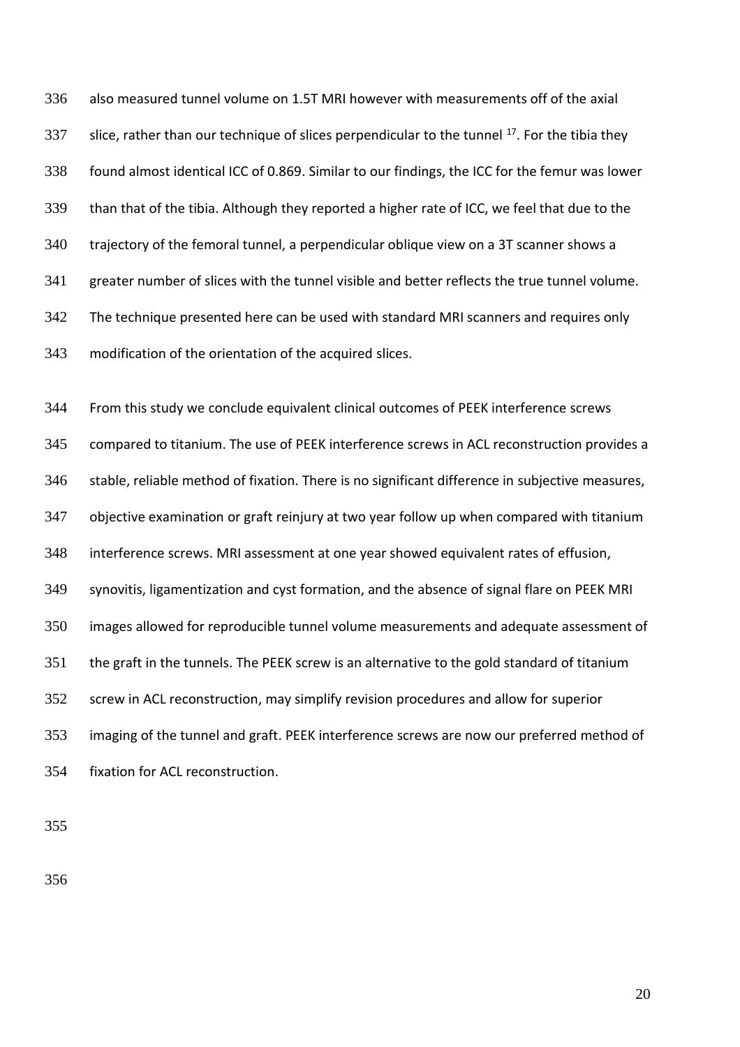also measured tunnel volume on 1.5T MRI however with measurements off of the axial slice, rather than our technique of slices perpendicular to the tunnel [17]. For the tibia they found almost identical ICC of 0.869. Similar to our findings, the ICC for the femur was lower than that of the tibia. Although they reported a higher rate of ICC, we feel that due to the trajectory of the femoral tunnel, a perpendicular oblique view on a 3T scanner shows a greater number of slices with the tunnel visible and better reflects the true tunnel volume. The technique presented here can be used with standard MRI scanners and requires only modification of the orientation of the acquired slices.

From this study we conclude equivalent clinical outcomes of PEEK interference screws compared to titanium. The use of PEEK interference screws in ACL reconstruction provides a stable, reliable method of fixation. There is no significant difference in subjective measures, objective examination or graft reinjury at two year follow up when compared with titanium interference screws. MRI assessment at one year showed equivalent rates of effusion, synovitis, ligamentization and cyst formation, and the absence of signal flare on PEEK MRI images allowed for reproducible tunnel volume measurements and adequate assessment of the graft in the tunnels. The PEEK screw is an alternative to the gold standard of titanium screw in ACL reconstruction, may simplify revision procedures and allow for superior imaging of the tunnel and graft. PEEK interference screws are now our preferred method of fixation for ACL reconstruction.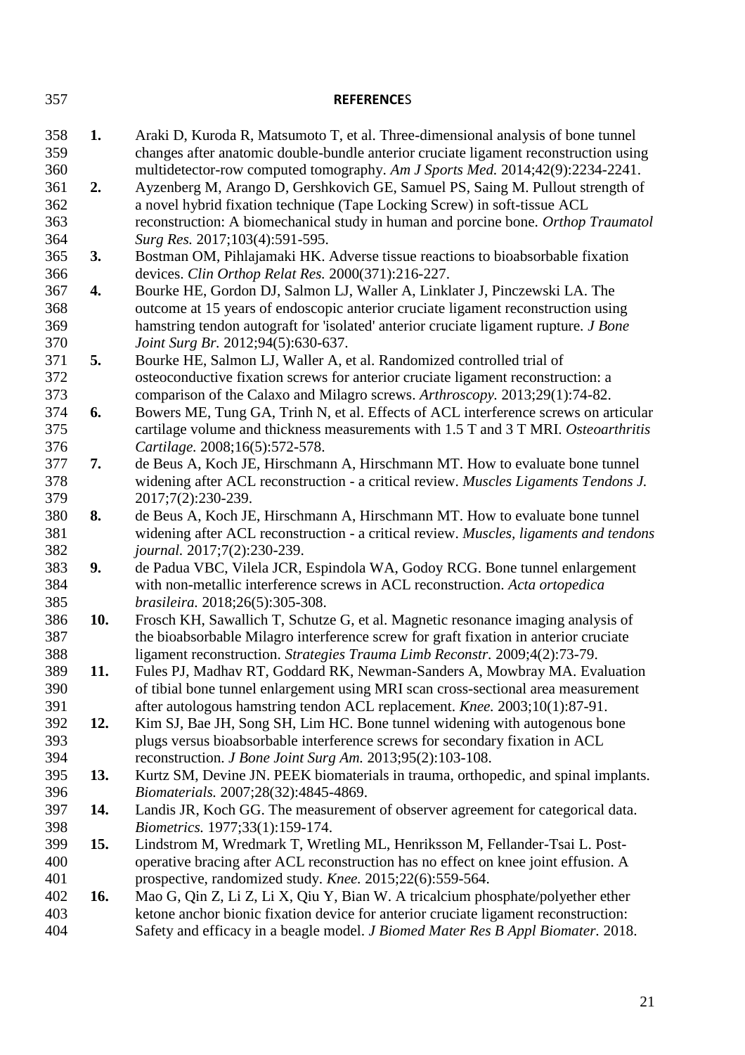## REFERENCES

1. Araki D, Kuroda R, Matsumoto T, et al. Three-dimensional analysis of bone tunnel changes after anatomic double-bundle anterior cruciate ligament reconstruction using multidetector-row computed tomography. *Am J Sports Med.* 2014;42(9):2234-2241.
2. Ayzenberg M, Arango D, Gershkovich GE, Samuel PS, Saing M. Pullout strength of a novel hybrid fixation technique (Tape Locking Screw) in soft-tissue ACL reconstruction: A biomechanical study in human and porcine bone. *Orthop Traumatol Surg Res.* 2017;103(4):591-595.
3. Bostman OM, Pihlajamaki HK. Adverse tissue reactions to bioabsorbable fixation devices. *Clin Orthop Relat Res.* 2000(371):216-227.
4. Bourke HE, Gordon DJ, Salmon LJ, Waller A, Linklater J, Pinczewski LA. The outcome at 15 years of endoscopic anterior cruciate ligament reconstruction using hamstring tendon autograft for 'isolated' anterior cruciate ligament rupture. *J Bone Joint Surg Br.* 2012;94(5):630-637.
5. Bourke HE, Salmon LJ, Waller A, et al. Randomized controlled trial of osteoconductive fixation screws for anterior cruciate ligament reconstruction: a comparison of the Calaxo and Milagro screws. *Arthroscopy.* 2013;29(1):74-82.
6. Bowers ME, Tung GA, Trinh N, et al. Effects of ACL interference screws on articular cartilage volume and thickness measurements with 1.5 T and 3 T MRI. *Osteoarthritis Cartilage.* 2008;16(5):572-578.
7. de Beus A, Koch JE, Hirschmann A, Hirschmann MT. How to evaluate bone tunnel widening after ACL reconstruction - a critical review. *Muscles Ligaments Tendons J.* 2017;7(2):230-239.
8. de Beus A, Koch JE, Hirschmann A, Hirschmann MT. How to evaluate bone tunnel widening after ACL reconstruction - a critical review. *Muscles, ligaments and tendons journal.* 2017;7(2):230-239.
9. de Padua VBC, Vilela JCR, Espindola WA, Godoy RCG. Bone tunnel enlargement with non-metallic interference screws in ACL reconstruction. *Acta ortopedica brasileira.* 2018;26(5):305-308.
10. Frosch KH, Sawallich T, Schutze G, et al. Magnetic resonance imaging analysis of the bioabsorbable Milagro interference screw for graft fixation in anterior cruciate ligament reconstruction. *Strategies Trauma Limb Reconstr.* 2009;4(2):73-79.
11. Fules PJ, Madhav RT, Goddard RK, Newman-Sanders A, Mowbray MA. Evaluation of tibial bone tunnel enlargement using MRI scan cross-sectional area measurement after autologous hamstring tendon ACL replacement. *Knee.* 2003;10(1):87-91.
12. Kim SJ, Bae JH, Song SH, Lim HC. Bone tunnel widening with autogenous bone plugs versus bioabsorbable interference screws for secondary fixation in ACL reconstruction. *J Bone Joint Surg Am.* 2013;95(2):103-108.
13. Kurtz SM, Devine JN. PEEK biomaterials in trauma, orthopedic, and spinal implants. *Biomaterials.* 2007;28(32):4845-4869.
14. Landis JR, Koch GG. The measurement of observer agreement for categorical data. *Biometrics.* 1977;33(1):159-174.
15. Lindstrom M, Wredmark T, Wretling ML, Henriksson M, Fellander-Tsai L. Post-operative bracing after ACL reconstruction has no effect on knee joint effusion. A prospective, randomized study. *Knee.* 2015;22(6):559-564.
16. Mao G, Qin Z, Li Z, Li X, Qiu Y, Bian W. A tricalcium phosphate/polyether ether ketone anchor bionic fixation device for anterior cruciate ligament reconstruction: Safety and efficacy in a beagle model. *J Biomed Mater Res B Appl Biomater.* 2018.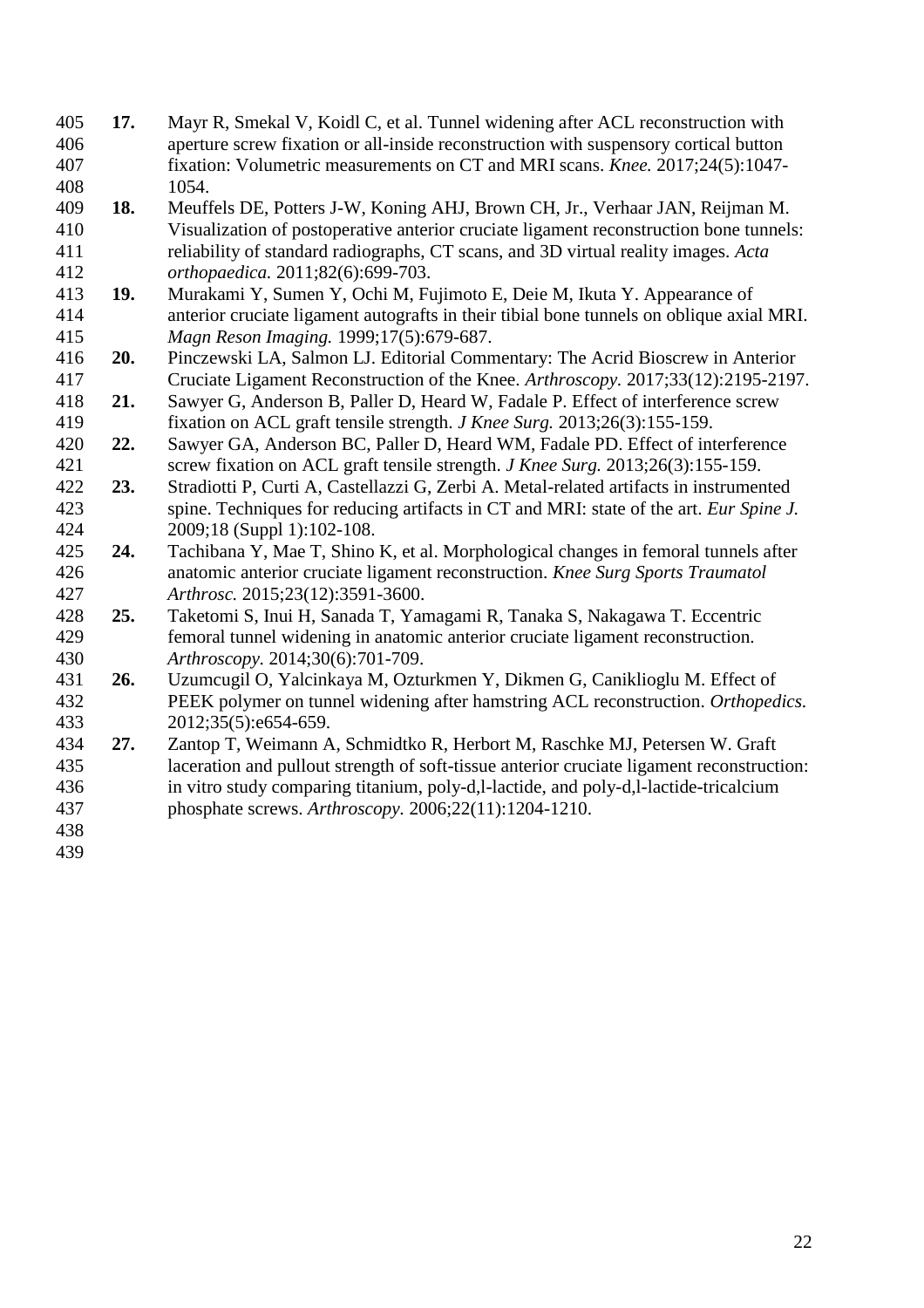**17.** Mayr R, Smekal V, Koidl C, et al. Tunnel widening after ACL reconstruction with aperture screw fixation or all-inside reconstruction with suspensory cortical button fixation: Volumetric measurements on CT and MRI scans. *Knee.* 2017;24(5):1047-1054.

**18.** Meuffels DE, Potters J-W, Koning AHJ, Brown CH, Jr., Verhaar JAN, Reijman M. Visualization of postoperative anterior cruciate ligament reconstruction bone tunnels: reliability of standard radiographs, CT scans, and 3D virtual reality images. *Acta orthopaedica.* 2011;82(6):699-703.

**19.** Murakami Y, Sumen Y, Ochi M, Fujimoto E, Deie M, Ikuta Y. Appearance of anterior cruciate ligament autografts in their tibial bone tunnels on oblique axial MRI. *Magn Reson Imaging.* 1999;17(5):679-687.

**20.** Pinczewski LA, Salmon LJ. Editorial Commentary: The Acrid Bioscrew in Anterior Cruciate Ligament Reconstruction of the Knee. *Arthroscopy.* 2017;33(12):2195-2197.

**21.** Sawyer G, Anderson B, Paller D, Heard W, Fadale P. Effect of interference screw fixation on ACL graft tensile strength. *J Knee Surg.* 2013;26(3):155-159.

**22.** Sawyer GA, Anderson BC, Paller D, Heard WM, Fadale PD. Effect of interference screw fixation on ACL graft tensile strength. *J Knee Surg.* 2013;26(3):155-159.

**23.** Stradiotti P, Curti A, Castellazzi G, Zerbi A. Metal-related artifacts in instrumented spine. Techniques for reducing artifacts in CT and MRI: state of the art. *Eur Spine J.* 2009;18 (Suppl 1):102-108.

**24.** Tachibana Y, Mae T, Shino K, et al. Morphological changes in femoral tunnels after anatomic anterior cruciate ligament reconstruction. *Knee Surg Sports Traumatol Arthrosc.* 2015;23(12):3591-3600.

**25.** Taketomi S, Inui H, Sanada T, Yamagami R, Tanaka S, Nakagawa T. Eccentric femoral tunnel widening in anatomic anterior cruciate ligament reconstruction. *Arthroscopy.* 2014;30(6):701-709.

**26.** Uzumcugil O, Yalcinkaya M, Ozturkmen Y, Dikmen G, Caniklioglu M. Effect of PEEK polymer on tunnel widening after hamstring ACL reconstruction. *Orthopedics.* 2012;35(5):e654-659.

**27.** Zantop T, Weimann A, Schmidtko R, Herbort M, Raschke MJ, Petersen W. Graft laceration and pullout strength of soft-tissue anterior cruciate ligament reconstruction: in vitro study comparing titanium, poly-d,l-lactide, and poly-d,l-lactide-tricalcium phosphate screws. *Arthroscopy.* 2006;22(11):1204-1210.